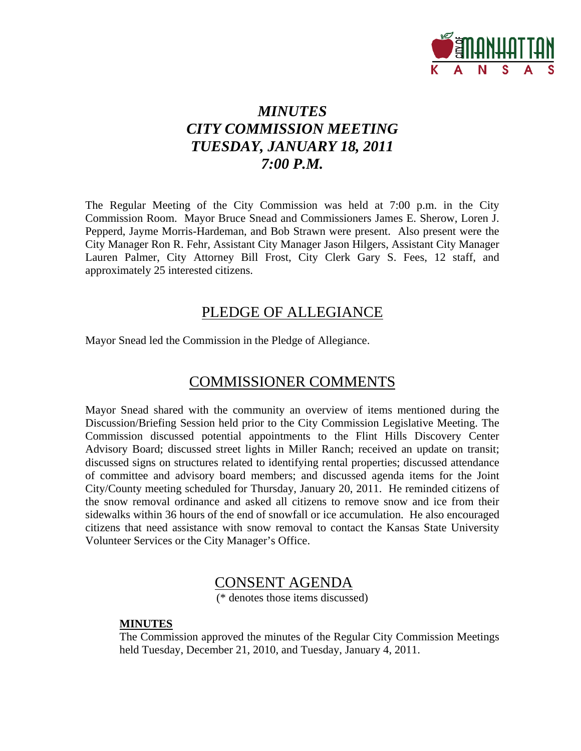# *MINUTES*
# *CITY COMMISSION MEETING*
# *TUESDAY, JANUARY 18, 2011*
# *7:00 P.M.*

The Regular Meeting of the City Commission was held at 7:00 p.m. in the City Commission Room. Mayor Bruce Snead and Commissioners James E. Sherow, Loren J. Pepperd, Jayme Morris-Hardeman, and Bob Strawn were present. Also present were the City Manager Ron R. Fehr, Assistant City Manager Jason Hilgers, Assistant City Manager Lauren Palmer, City Attorney Bill Frost, City Clerk Gary S. Fees, 12 staff, and approximately 25 interested citizens.

## PLEDGE OF ALLEGIANCE

Mayor Snead led the Commission in the Pledge of Allegiance.

## COMMISSIONER COMMENTS

Mayor Snead shared with the community an overview of items mentioned during the Discussion/Briefing Session held prior to the City Commission Legislative Meeting. The Commission discussed potential appointments to the Flint Hills Discovery Center Advisory Board; discussed street lights in Miller Ranch; received an update on transit; discussed signs on structures related to identifying rental properties; discussed attendance of committee and advisory board members; and discussed agenda items for the Joint City/County meeting scheduled for Thursday, January 20, 2011. He reminded citizens of the snow removal ordinance and asked all citizens to remove snow and ice from their sidewalks within 36 hours of the end of snowfall or ice accumulation. He also encouraged citizens that need assistance with snow removal to contact the Kansas State University Volunteer Services or the City Manager's Office.

## CONSENT AGENDA

(* denotes those items discussed)

**MINUTES**

The Commission approved the minutes of the Regular City Commission Meetings held Tuesday, December 21, 2010, and Tuesday, January 4, 2011.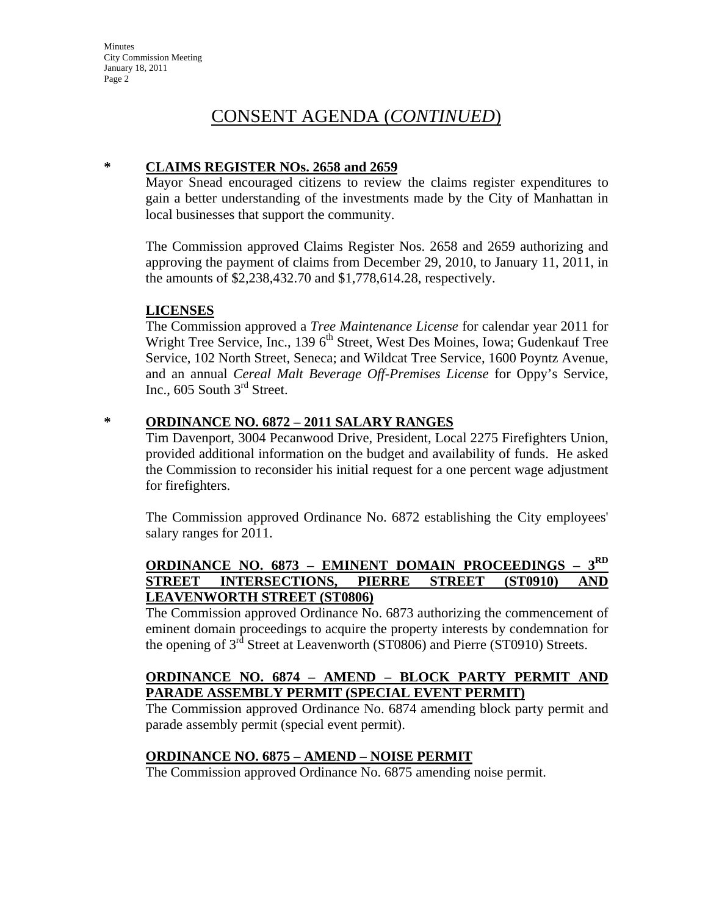# CONSENT AGENDA (*CONTINUED*)

**\* CLAIMS REGISTER NOs. 2658 and 2659**

Mayor Snead encouraged citizens to review the claims register expenditures to gain a better understanding of the investments made by the City of Manhattan in local businesses that support the community.

The Commission approved Claims Register Nos. 2658 and 2659 authorizing and approving the payment of claims from December 29, 2010, to January 11, 2011, in the amounts of $2,238,432.70 and $1,778,614.28, respectively.

**LICENSES**

The Commission approved a *Tree Maintenance License* for calendar year 2011 for Wright Tree Service, Inc., 139 6th Street, West Des Moines, Iowa; Gudenkauf Tree Service, 102 North Street, Seneca; and Wildcat Tree Service, 1600 Poyntz Avenue, and an annual *Cereal Malt Beverage Off-Premises License* for Oppy's Service, Inc., 605 South 3rd Street.

**\* ORDINANCE NO. 6872 – 2011 SALARY RANGES**

Tim Davenport, 3004 Pecanwood Drive, President, Local 2275 Firefighters Union, provided additional information on the budget and availability of funds. He asked the Commission to reconsider his initial request for a one percent wage adjustment for firefighters.

The Commission approved Ordinance No. 6872 establishing the City employees' salary ranges for 2011.

**ORDINANCE NO. 6873 – EMINENT DOMAIN PROCEEDINGS – 3RD STREET INTERSECTIONS, PIERRE STREET (ST0910) AND LEAVENWORTH STREET (ST0806)**

The Commission approved Ordinance No. 6873 authorizing the commencement of eminent domain proceedings to acquire the property interests by condemnation for the opening of 3rd Street at Leavenworth (ST0806) and Pierre (ST0910) Streets.

**ORDINANCE NO. 6874 – AMEND – BLOCK PARTY PERMIT AND PARADE ASSEMBLY PERMIT (SPECIAL EVENT PERMIT)**

The Commission approved Ordinance No. 6874 amending block party permit and parade assembly permit (special event permit).

**ORDINANCE NO. 6875 – AMEND – NOISE PERMIT**

The Commission approved Ordinance No. 6875 amending noise permit.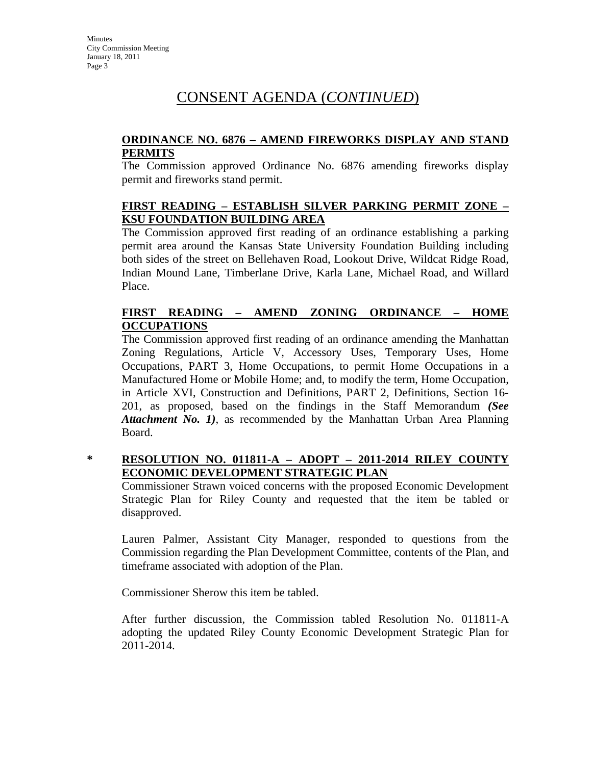# CONSENT AGENDA (*CONTINUED*)

**ORDINANCE NO. 6876 – AMEND FIREWORKS DISPLAY AND STAND PERMITS**

The Commission approved Ordinance No. 6876 amending fireworks display permit and fireworks stand permit.

**FIRST READING – ESTABLISH SILVER PARKING PERMIT ZONE – KSU FOUNDATION BUILDING AREA**

The Commission approved first reading of an ordinance establishing a parking permit area around the Kansas State University Foundation Building including both sides of the street on Bellehaven Road, Lookout Drive, Wildcat Ridge Road, Indian Mound Lane, Timberlane Drive, Karla Lane, Michael Road, and Willard Place.

**FIRST READING – AMEND ZONING ORDINANCE – HOME OCCUPATIONS**

The Commission approved first reading of an ordinance amending the Manhattan Zoning Regulations, Article V, Accessory Uses, Temporary Uses, Home Occupations, PART 3, Home Occupations, to permit Home Occupations in a Manufactured Home or Mobile Home; and, to modify the term, Home Occupation, in Article XVI, Construction and Definitions, PART 2, Definitions, Section 16-201, as proposed, based on the findings in the Staff Memorandum ***(See Attachment No. 1)***, as recommended by the Manhattan Urban Area Planning Board.

\* **RESOLUTION NO. 011811-A – ADOPT – 2011-2014 RILEY COUNTY ECONOMIC DEVELOPMENT STRATEGIC PLAN**

Commissioner Strawn voiced concerns with the proposed Economic Development Strategic Plan for Riley County and requested that the item be tabled or disapproved.

Lauren Palmer, Assistant City Manager, responded to questions from the Commission regarding the Plan Development Committee, contents of the Plan, and timeframe associated with adoption of the Plan.

Commissioner Sherow this item be tabled.

After further discussion, the Commission tabled Resolution No. 011811-A adopting the updated Riley County Economic Development Strategic Plan for 2011-2014.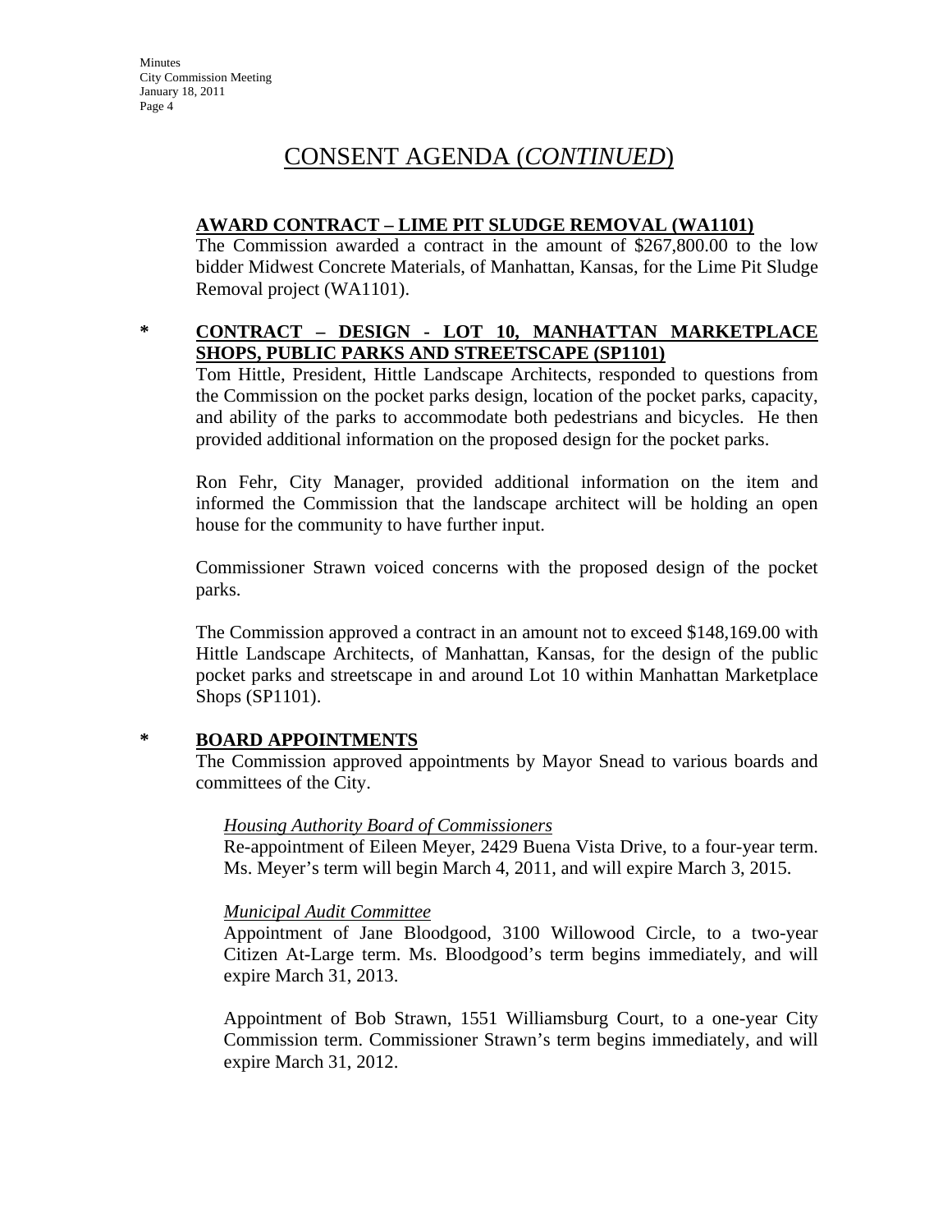# CONSENT AGENDA (*CONTINUED*)

**AWARD CONTRACT – LIME PIT SLUDGE REMOVAL (WA1101)**

The Commission awarded a contract in the amount of $267,800.00 to the low bidder Midwest Concrete Materials, of Manhattan, Kansas, for the Lime Pit Sludge Removal project (WA1101).

\* **CONTRACT – DESIGN - LOT 10, MANHATTAN MARKETPLACE SHOPS, PUBLIC PARKS AND STREETSCAPE (SP1101)**

Tom Hittle, President, Hittle Landscape Architects, responded to questions from the Commission on the pocket parks design, location of the pocket parks, capacity, and ability of the parks to accommodate both pedestrians and bicycles. He then provided additional information on the proposed design for the pocket parks.

Ron Fehr, City Manager, provided additional information on the item and informed the Commission that the landscape architect will be holding an open house for the community to have further input.

Commissioner Strawn voiced concerns with the proposed design of the pocket parks.

The Commission approved a contract in an amount not to exceed $148,169.00 with Hittle Landscape Architects, of Manhattan, Kansas, for the design of the public pocket parks and streetscape in and around Lot 10 within Manhattan Marketplace Shops (SP1101).

\* **BOARD APPOINTMENTS**

The Commission approved appointments by Mayor Snead to various boards and committees of the City.

*Housing Authority Board of Commissioners*

Re-appointment of Eileen Meyer, 2429 Buena Vista Drive, to a four-year term. Ms. Meyer's term will begin March 4, 2011, and will expire March 3, 2015.

*Municipal Audit Committee*

Appointment of Jane Bloodgood, 3100 Willowood Circle, to a two-year Citizen At-Large term. Ms. Bloodgood's term begins immediately, and will expire March 31, 2013.

Appointment of Bob Strawn, 1551 Williamsburg Court, to a one-year City Commission term. Commissioner Strawn's term begins immediately, and will expire March 31, 2012.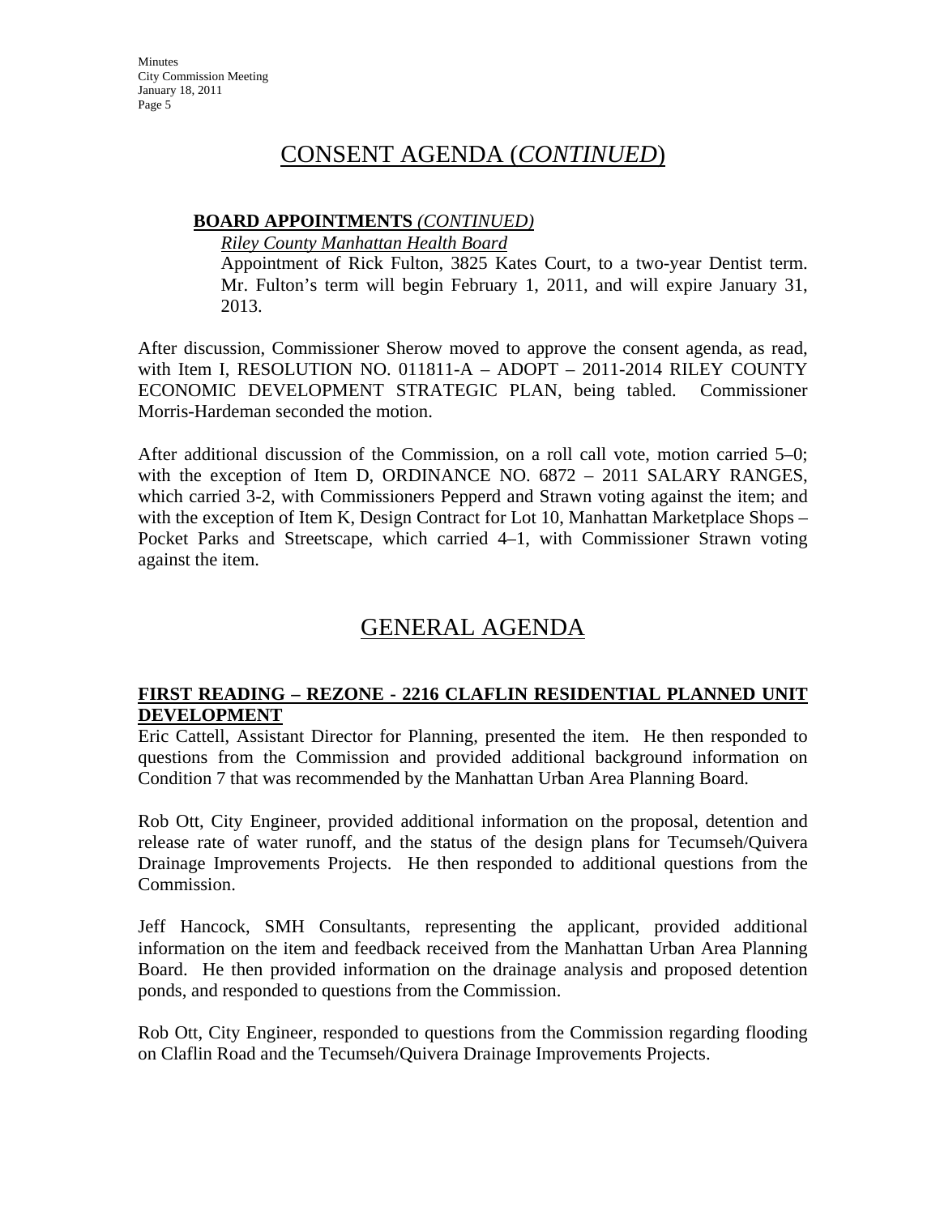# CONSENT AGENDA (*CONTINUED*)

**BOARD APPOINTMENTS** ***(CONTINUED)***

*Riley County Manhattan Health Board*

Appointment of Rick Fulton, 3825 Kates Court, to a two-year Dentist term. Mr. Fulton's term will begin February 1, 2011, and will expire January 31, 2013.

After discussion, Commissioner Sherow moved to approve the consent agenda, as read, with Item I, RESOLUTION NO. 011811-A – ADOPT – 2011-2014 RILEY COUNTY ECONOMIC DEVELOPMENT STRATEGIC PLAN, being tabled. Commissioner Morris-Hardeman seconded the motion.

After additional discussion of the Commission, on a roll call vote, motion carried 5–0; with the exception of Item D, ORDINANCE NO. 6872 – 2011 SALARY RANGES, which carried 3-2, with Commissioners Pepperd and Strawn voting against the item; and with the exception of Item K, Design Contract for Lot 10, Manhattan Marketplace Shops – Pocket Parks and Streetscape, which carried 4–1, with Commissioner Strawn voting against the item.

# GENERAL AGENDA

**FIRST READING – REZONE - 2216 CLAFLIN RESIDENTIAL PLANNED UNIT DEVELOPMENT**

Eric Cattell, Assistant Director for Planning, presented the item. He then responded to questions from the Commission and provided additional background information on Condition 7 that was recommended by the Manhattan Urban Area Planning Board.

Rob Ott, City Engineer, provided additional information on the proposal, detention and release rate of water runoff, and the status of the design plans for Tecumseh/Quivera Drainage Improvements Projects. He then responded to additional questions from the Commission.

Jeff Hancock, SMH Consultants, representing the applicant, provided additional information on the item and feedback received from the Manhattan Urban Area Planning Board. He then provided information on the drainage analysis and proposed detention ponds, and responded to questions from the Commission.

Rob Ott, City Engineer, responded to questions from the Commission regarding flooding on Claflin Road and the Tecumseh/Quivera Drainage Improvements Projects.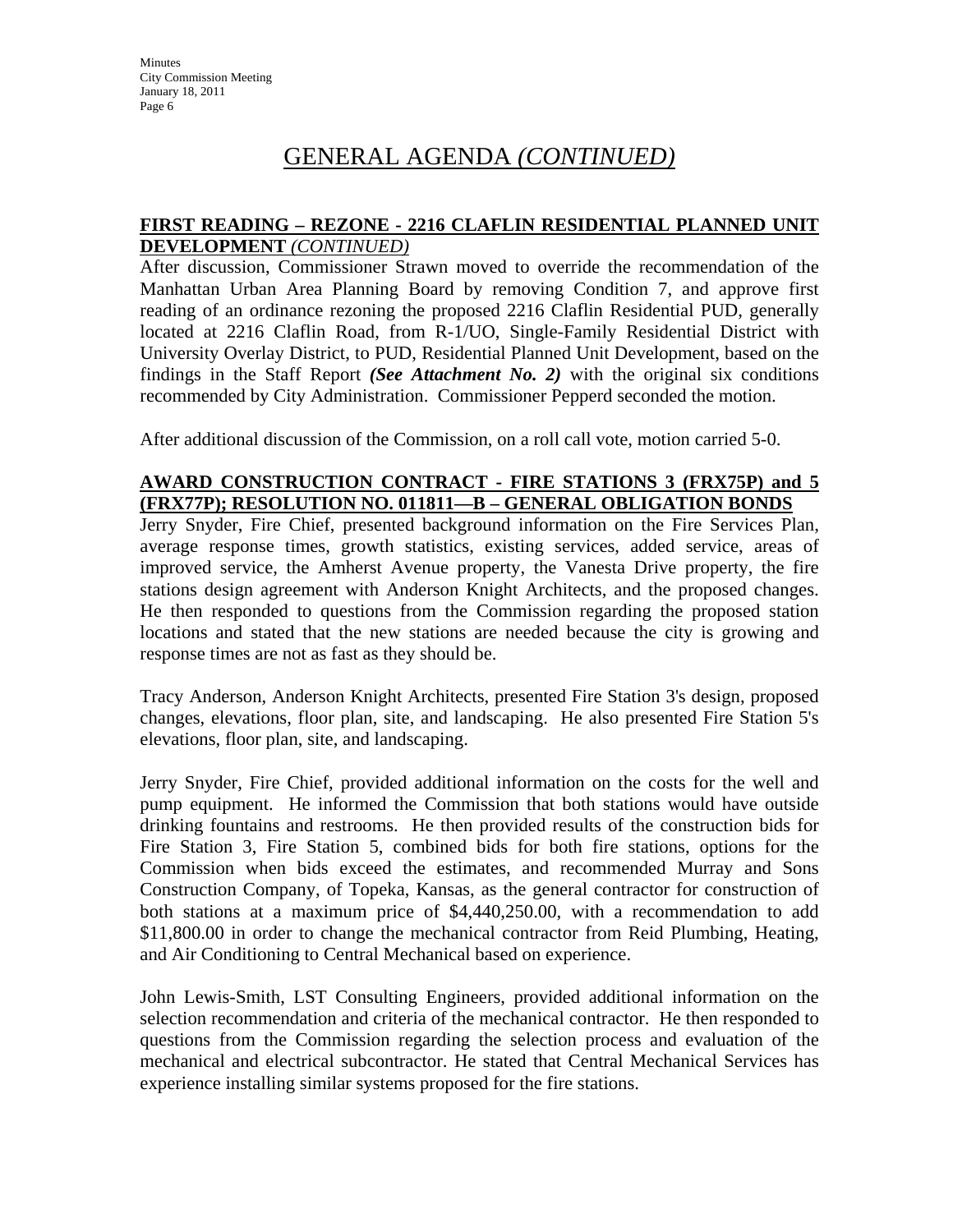# GENERAL AGENDA *(CONTINUED)*

**FIRST READING – REZONE - 2216 CLAFLIN RESIDENTIAL PLANNED UNIT DEVELOPMENT** ***(CONTINUED)***

After discussion, Commissioner Strawn moved to override the recommendation of the Manhattan Urban Area Planning Board by removing Condition 7, and approve first reading of an ordinance rezoning the proposed 2216 Claflin Residential PUD, generally located at 2216 Claflin Road, from R-1/UO, Single-Family Residential District with University Overlay District, to PUD, Residential Planned Unit Development, based on the findings in the Staff Report ***(See Attachment No. 2)*** with the original six conditions recommended by City Administration. Commissioner Pepperd seconded the motion.

After additional discussion of the Commission, on a roll call vote, motion carried 5-0.

**AWARD CONSTRUCTION CONTRACT - FIRE STATIONS 3 (FRX75P) and 5 (FRX77P); RESOLUTION NO. 011811—B – GENERAL OBLIGATION BONDS**

Jerry Snyder, Fire Chief, presented background information on the Fire Services Plan, average response times, growth statistics, existing services, added service, areas of improved service, the Amherst Avenue property, the Vanesta Drive property, the fire stations design agreement with Anderson Knight Architects, and the proposed changes. He then responded to questions from the Commission regarding the proposed station locations and stated that the new stations are needed because the city is growing and response times are not as fast as they should be.

Tracy Anderson, Anderson Knight Architects, presented Fire Station 3's design, proposed changes, elevations, floor plan, site, and landscaping. He also presented Fire Station 5's elevations, floor plan, site, and landscaping.

Jerry Snyder, Fire Chief, provided additional information on the costs for the well and pump equipment. He informed the Commission that both stations would have outside drinking fountains and restrooms. He then provided results of the construction bids for Fire Station 3, Fire Station 5, combined bids for both fire stations, options for the Commission when bids exceed the estimates, and recommended Murray and Sons Construction Company, of Topeka, Kansas, as the general contractor for construction of both stations at a maximum price of $4,440,250.00, with a recommendation to add $11,800.00 in order to change the mechanical contractor from Reid Plumbing, Heating, and Air Conditioning to Central Mechanical based on experience.

John Lewis-Smith, LST Consulting Engineers, provided additional information on the selection recommendation and criteria of the mechanical contractor. He then responded to questions from the Commission regarding the selection process and evaluation of the mechanical and electrical subcontractor. He stated that Central Mechanical Services has experience installing similar systems proposed for the fire stations.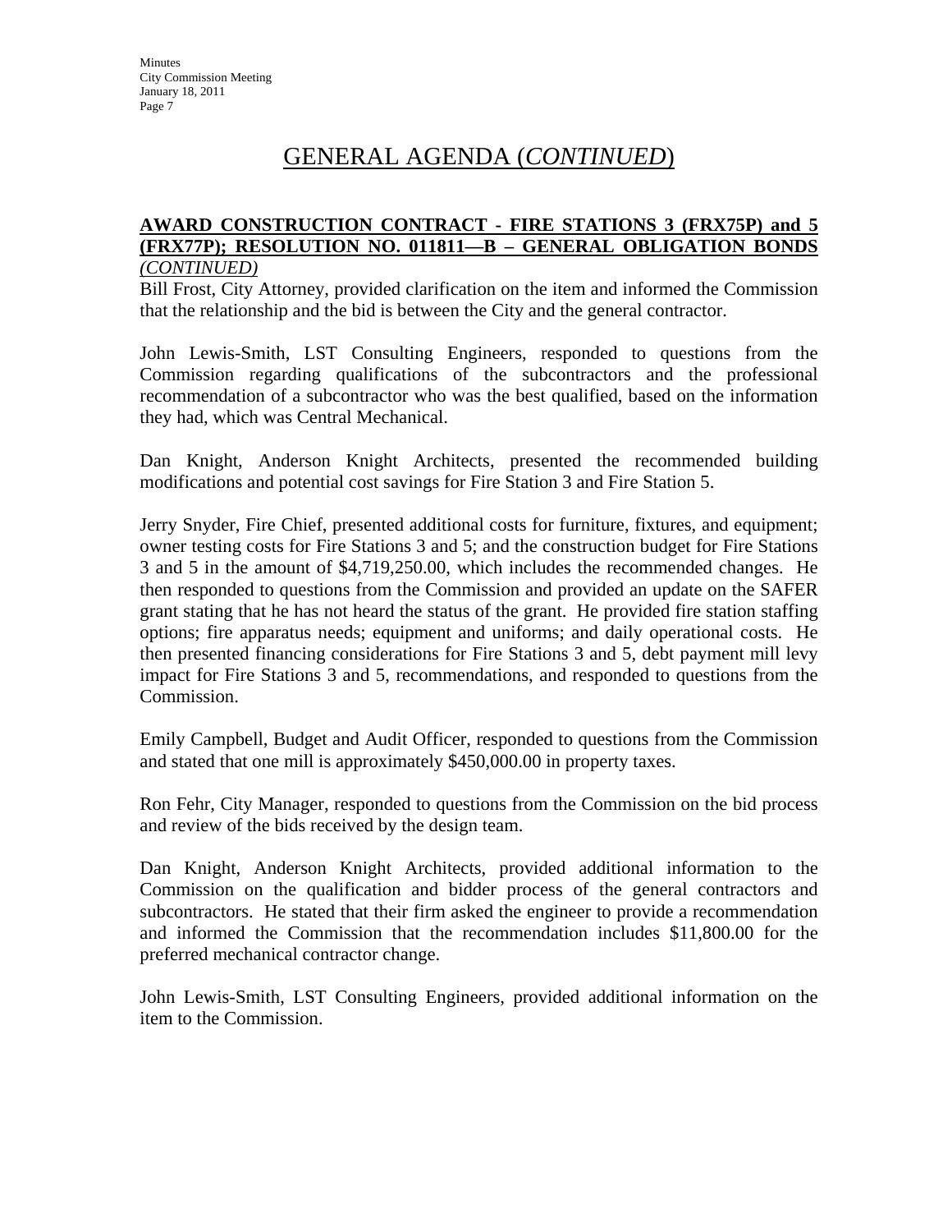# GENERAL AGENDA (*CONTINUED*)

**AWARD CONSTRUCTION CONTRACT - FIRE STATIONS 3 (FRX75P) and 5 (FRX77P); RESOLUTION NO. 011811—B – GENERAL OBLIGATION BONDS** *(CONTINUED)*

Bill Frost, City Attorney, provided clarification on the item and informed the Commission that the relationship and the bid is between the City and the general contractor.

John Lewis-Smith, LST Consulting Engineers, responded to questions from the Commission regarding qualifications of the subcontractors and the professional recommendation of a subcontractor who was the best qualified, based on the information they had, which was Central Mechanical.

Dan Knight, Anderson Knight Architects, presented the recommended building modifications and potential cost savings for Fire Station 3 and Fire Station 5.

Jerry Snyder, Fire Chief, presented additional costs for furniture, fixtures, and equipment; owner testing costs for Fire Stations 3 and 5; and the construction budget for Fire Stations 3 and 5 in the amount of $4,719,250.00, which includes the recommended changes. He then responded to questions from the Commission and provided an update on the SAFER grant stating that he has not heard the status of the grant. He provided fire station staffing options; fire apparatus needs; equipment and uniforms; and daily operational costs. He then presented financing considerations for Fire Stations 3 and 5, debt payment mill levy impact for Fire Stations 3 and 5, recommendations, and responded to questions from the Commission.

Emily Campbell, Budget and Audit Officer, responded to questions from the Commission and stated that one mill is approximately $450,000.00 in property taxes.

Ron Fehr, City Manager, responded to questions from the Commission on the bid process and review of the bids received by the design team.

Dan Knight, Anderson Knight Architects, provided additional information to the Commission on the qualification and bidder process of the general contractors and subcontractors. He stated that their firm asked the engineer to provide a recommendation and informed the Commission that the recommendation includes $11,800.00 for the preferred mechanical contractor change.

John Lewis-Smith, LST Consulting Engineers, provided additional information on the item to the Commission.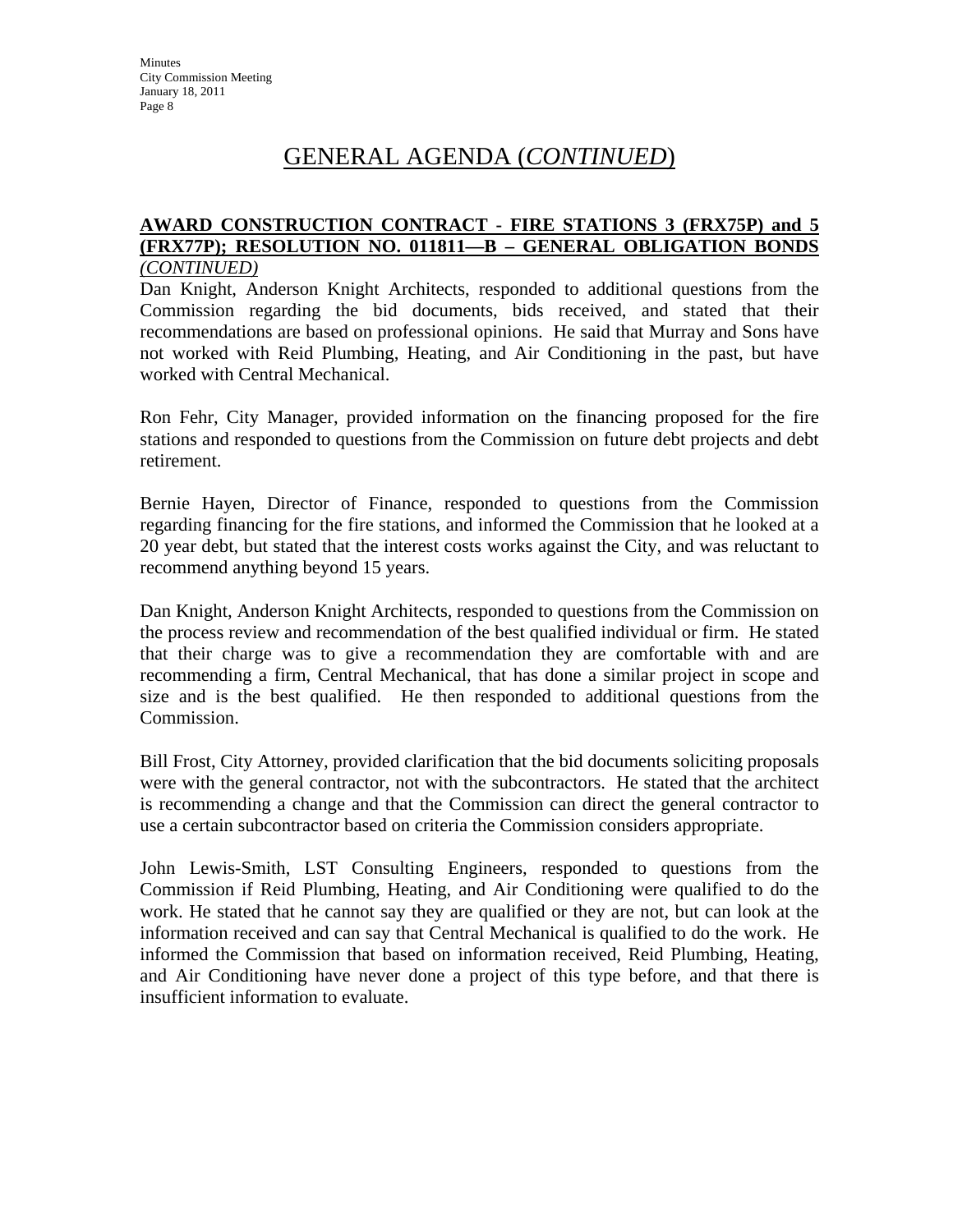# GENERAL AGENDA (*CONTINUED*)

**AWARD CONSTRUCTION CONTRACT - FIRE STATIONS 3 (FRX75P) and 5 (FRX77P); RESOLUTION NO. 011811—B – GENERAL OBLIGATION BONDS** ***(CONTINUED)***

Dan Knight, Anderson Knight Architects, responded to additional questions from the Commission regarding the bid documents, bids received, and stated that their recommendations are based on professional opinions. He said that Murray and Sons have not worked with Reid Plumbing, Heating, and Air Conditioning in the past, but have worked with Central Mechanical.

Ron Fehr, City Manager, provided information on the financing proposed for the fire stations and responded to questions from the Commission on future debt projects and debt retirement.

Bernie Hayen, Director of Finance, responded to questions from the Commission regarding financing for the fire stations, and informed the Commission that he looked at a 20 year debt, but stated that the interest costs works against the City, and was reluctant to recommend anything beyond 15 years.

Dan Knight, Anderson Knight Architects, responded to questions from the Commission on the process review and recommendation of the best qualified individual or firm. He stated that their charge was to give a recommendation they are comfortable with and are recommending a firm, Central Mechanical, that has done a similar project in scope and size and is the best qualified. He then responded to additional questions from the Commission.

Bill Frost, City Attorney, provided clarification that the bid documents soliciting proposals were with the general contractor, not with the subcontractors. He stated that the architect is recommending a change and that the Commission can direct the general contractor to use a certain subcontractor based on criteria the Commission considers appropriate.

John Lewis-Smith, LST Consulting Engineers, responded to questions from the Commission if Reid Plumbing, Heating, and Air Conditioning were qualified to do the work. He stated that he cannot say they are qualified or they are not, but can look at the information received and can say that Central Mechanical is qualified to do the work. He informed the Commission that based on information received, Reid Plumbing, Heating, and Air Conditioning have never done a project of this type before, and that there is insufficient information to evaluate.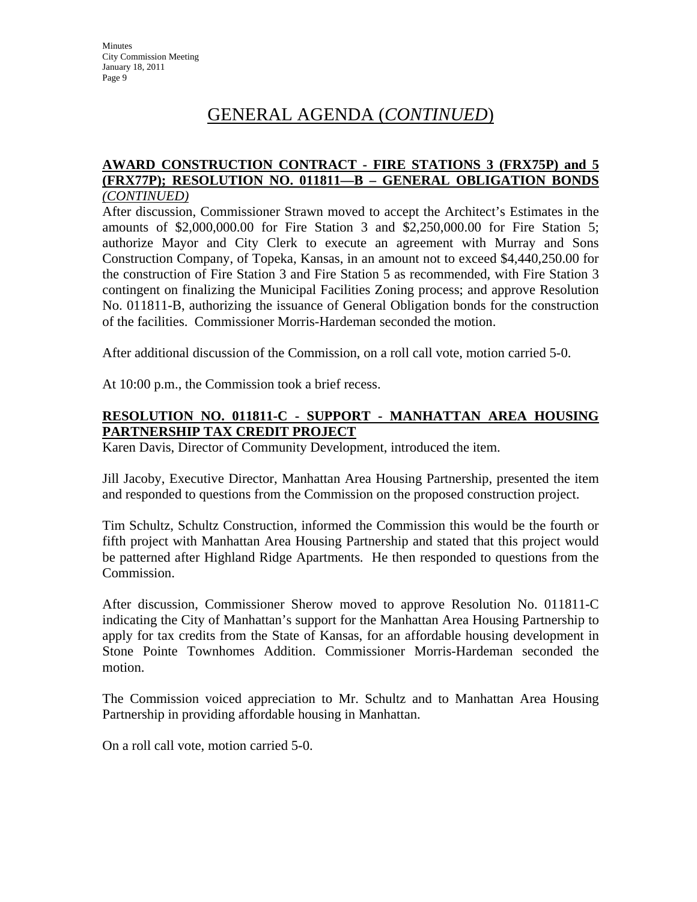# GENERAL AGENDA (*CONTINUED*)

**AWARD CONSTRUCTION CONTRACT - FIRE STATIONS 3 (FRX75P) and 5 (FRX77P); RESOLUTION NO. 011811—B – GENERAL OBLIGATION BONDS** *(CONTINUED)*

After discussion, Commissioner Strawn moved to accept the Architect's Estimates in the amounts of $2,000,000.00 for Fire Station 3 and $2,250,000.00 for Fire Station 5; authorize Mayor and City Clerk to execute an agreement with Murray and Sons Construction Company, of Topeka, Kansas, in an amount not to exceed $4,440,250.00 for the construction of Fire Station 3 and Fire Station 5 as recommended, with Fire Station 3 contingent on finalizing the Municipal Facilities Zoning process; and approve Resolution No. 011811-B, authorizing the issuance of General Obligation bonds for the construction of the facilities. Commissioner Morris-Hardeman seconded the motion.

After additional discussion of the Commission, on a roll call vote, motion carried 5-0.

At 10:00 p.m., the Commission took a brief recess.

**RESOLUTION NO. 011811-C - SUPPORT - MANHATTAN AREA HOUSING PARTNERSHIP TAX CREDIT PROJECT**

Karen Davis, Director of Community Development, introduced the item.

Jill Jacoby, Executive Director, Manhattan Area Housing Partnership, presented the item and responded to questions from the Commission on the proposed construction project.

Tim Schultz, Schultz Construction, informed the Commission this would be the fourth or fifth project with Manhattan Area Housing Partnership and stated that this project would be patterned after Highland Ridge Apartments. He then responded to questions from the Commission.

After discussion, Commissioner Sherow moved to approve Resolution No. 011811-C indicating the City of Manhattan's support for the Manhattan Area Housing Partnership to apply for tax credits from the State of Kansas, for an affordable housing development in Stone Pointe Townhomes Addition. Commissioner Morris-Hardeman seconded the motion.

The Commission voiced appreciation to Mr. Schultz and to Manhattan Area Housing Partnership in providing affordable housing in Manhattan.

On a roll call vote, motion carried 5-0.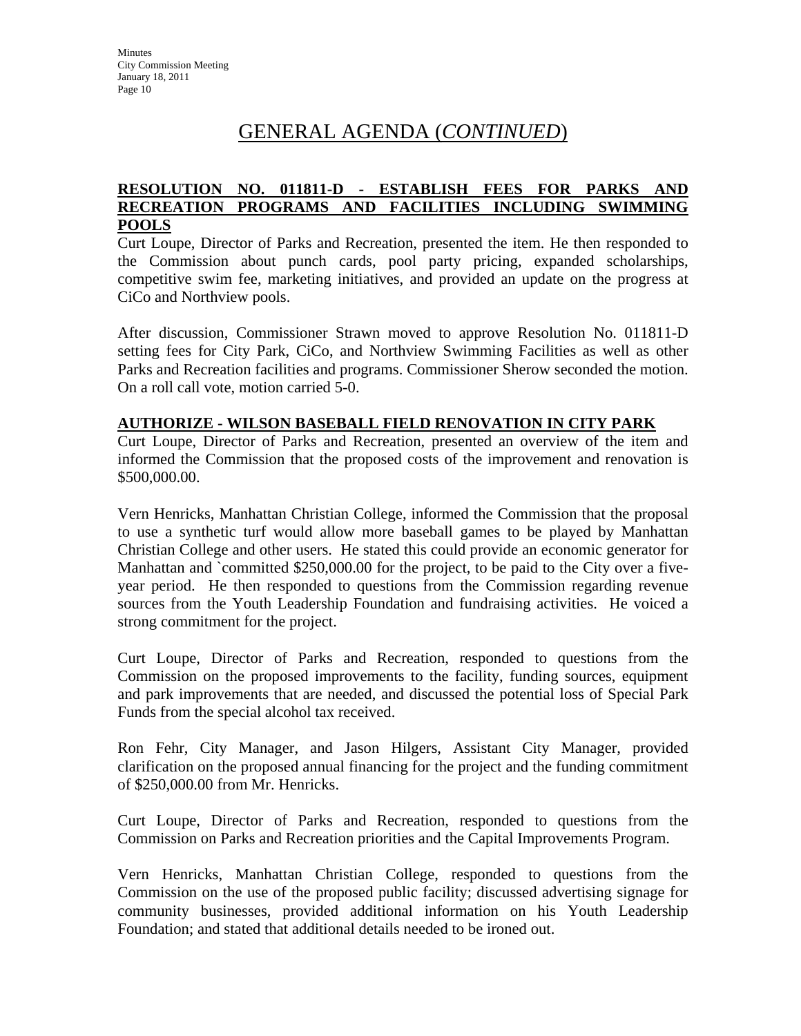# GENERAL AGENDA (*CONTINUED*)

**RESOLUTION NO. 011811-D - ESTABLISH FEES FOR PARKS AND RECREATION PROGRAMS AND FACILITIES INCLUDING SWIMMING POOLS**

Curt Loupe, Director of Parks and Recreation, presented the item. He then responded to the Commission about punch cards, pool party pricing, expanded scholarships, competitive swim fee, marketing initiatives, and provided an update on the progress at CiCo and Northview pools.

After discussion, Commissioner Strawn moved to approve Resolution No. 011811-D setting fees for City Park, CiCo, and Northview Swimming Facilities as well as other Parks and Recreation facilities and programs. Commissioner Sherow seconded the motion. On a roll call vote, motion carried 5-0.

**AUTHORIZE - WILSON BASEBALL FIELD RENOVATION IN CITY PARK**

Curt Loupe, Director of Parks and Recreation, presented an overview of the item and informed the Commission that the proposed costs of the improvement and renovation is $500,000.00.

Vern Henricks, Manhattan Christian College, informed the Commission that the proposal to use a synthetic turf would allow more baseball games to be played by Manhattan Christian College and other users. He stated this could provide an economic generator for Manhattan and `committed $250,000.00 for the project, to be paid to the City over a five-year period. He then responded to questions from the Commission regarding revenue sources from the Youth Leadership Foundation and fundraising activities. He voiced a strong commitment for the project.

Curt Loupe, Director of Parks and Recreation, responded to questions from the Commission on the proposed improvements to the facility, funding sources, equipment and park improvements that are needed, and discussed the potential loss of Special Park Funds from the special alcohol tax received.

Ron Fehr, City Manager, and Jason Hilgers, Assistant City Manager, provided clarification on the proposed annual financing for the project and the funding commitment of $250,000.00 from Mr. Henricks.

Curt Loupe, Director of Parks and Recreation, responded to questions from the Commission on Parks and Recreation priorities and the Capital Improvements Program.

Vern Henricks, Manhattan Christian College, responded to questions from the Commission on the use of the proposed public facility; discussed advertising signage for community businesses, provided additional information on his Youth Leadership Foundation; and stated that additional details needed to be ironed out.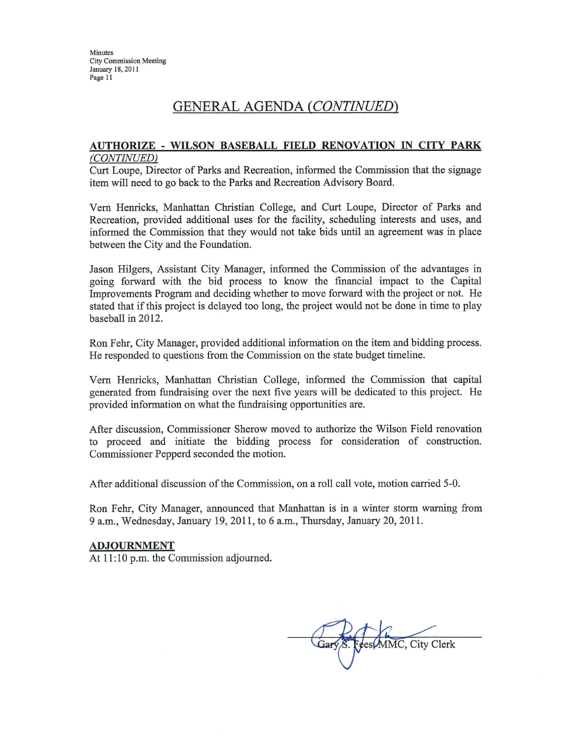## GENERAL AGENDA *(CONTINUED)*

**AUTHORIZE - WILSON BASEBALL FIELD RENOVATION IN CITY PARK** *(CONTINUED)*

Curt Loupe, Director of Parks and Recreation, informed the Commission that the signage item will need to go back to the Parks and Recreation Advisory Board.

Vern Henricks, Manhattan Christian College, and Curt Loupe, Director of Parks and Recreation, provided additional uses for the facility, scheduling interests and uses, and informed the Commission that they would not take bids until an agreement was in place between the City and the Foundation.

Jason Hilgers, Assistant City Manager, informed the Commission of the advantages in going forward with the bid process to know the financial impact to the Capital Improvements Program and deciding whether to move forward with the project or not. He stated that if this project is delayed too long, the project would not be done in time to play baseball in 2012.

Ron Fehr, City Manager, provided additional information on the item and bidding process. He responded to questions from the Commission on the state budget timeline.

Vern Henricks, Manhattan Christian College, informed the Commission that capital generated from fundraising over the next five years will be dedicated to this project. He provided information on what the fundraising opportunities are.

After discussion, Commissioner Sherow moved to authorize the Wilson Field renovation to proceed and initiate the bidding process for consideration of construction. Commissioner Pepperd seconded the motion.

After additional discussion of the Commission, on a roll call vote, motion carried 5-0.

Ron Fehr, City Manager, announced that Manhattan is in a winter storm warning from 9 a.m., Wednesday, January 19, 2011, to 6 a.m., Thursday, January 20, 2011.

**ADJOURNMENT**

At 11:10 p.m. the Commission adjourned.

Gary S. Fees, MMC, City Clerk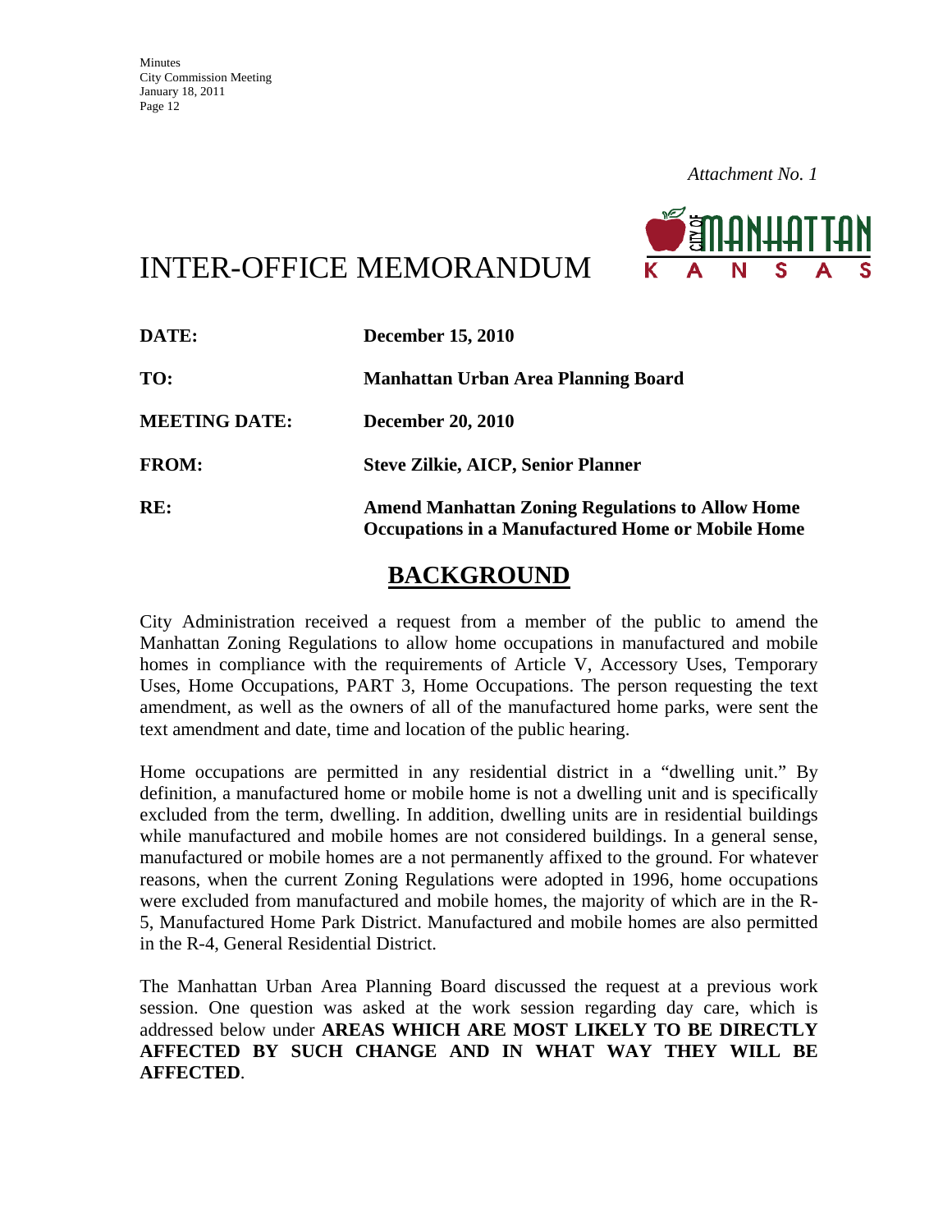*Attachment No. 1*

# INTER-OFFICE MEMORANDUM

**DATE:** **December 15, 2010**

**TO:** **Manhattan Urban Area Planning Board**

**MEETING DATE:** **December 20, 2010**

**FROM:** **Steve Zilkie, AICP, Senior Planner**

**RE:** **Amend Manhattan Zoning Regulations to Allow Home Occupations in a Manufactured Home or Mobile Home**

## BACKGROUND

City Administration received a request from a member of the public to amend the Manhattan Zoning Regulations to allow home occupations in manufactured and mobile homes in compliance with the requirements of Article V, Accessory Uses, Temporary Uses, Home Occupations, PART 3, Home Occupations. The person requesting the text amendment, as well as the owners of all of the manufactured home parks, were sent the text amendment and date, time and location of the public hearing.

Home occupations are permitted in any residential district in a "dwelling unit." By definition, a manufactured home or mobile home is not a dwelling unit and is specifically excluded from the term, dwelling. In addition, dwelling units are in residential buildings while manufactured and mobile homes are not considered buildings. In a general sense, manufactured or mobile homes are a not permanently affixed to the ground. For whatever reasons, when the current Zoning Regulations were adopted in 1996, home occupations were excluded from manufactured and mobile homes, the majority of which are in the R-5, Manufactured Home Park District. Manufactured and mobile homes are also permitted in the R-4, General Residential District.

The Manhattan Urban Area Planning Board discussed the request at a previous work session. One question was asked at the work session regarding day care, which is addressed below under **AREAS WHICH ARE MOST LIKELY TO BE DIRECTLY AFFECTED BY SUCH CHANGE AND IN WHAT WAY THEY WILL BE AFFECTED**.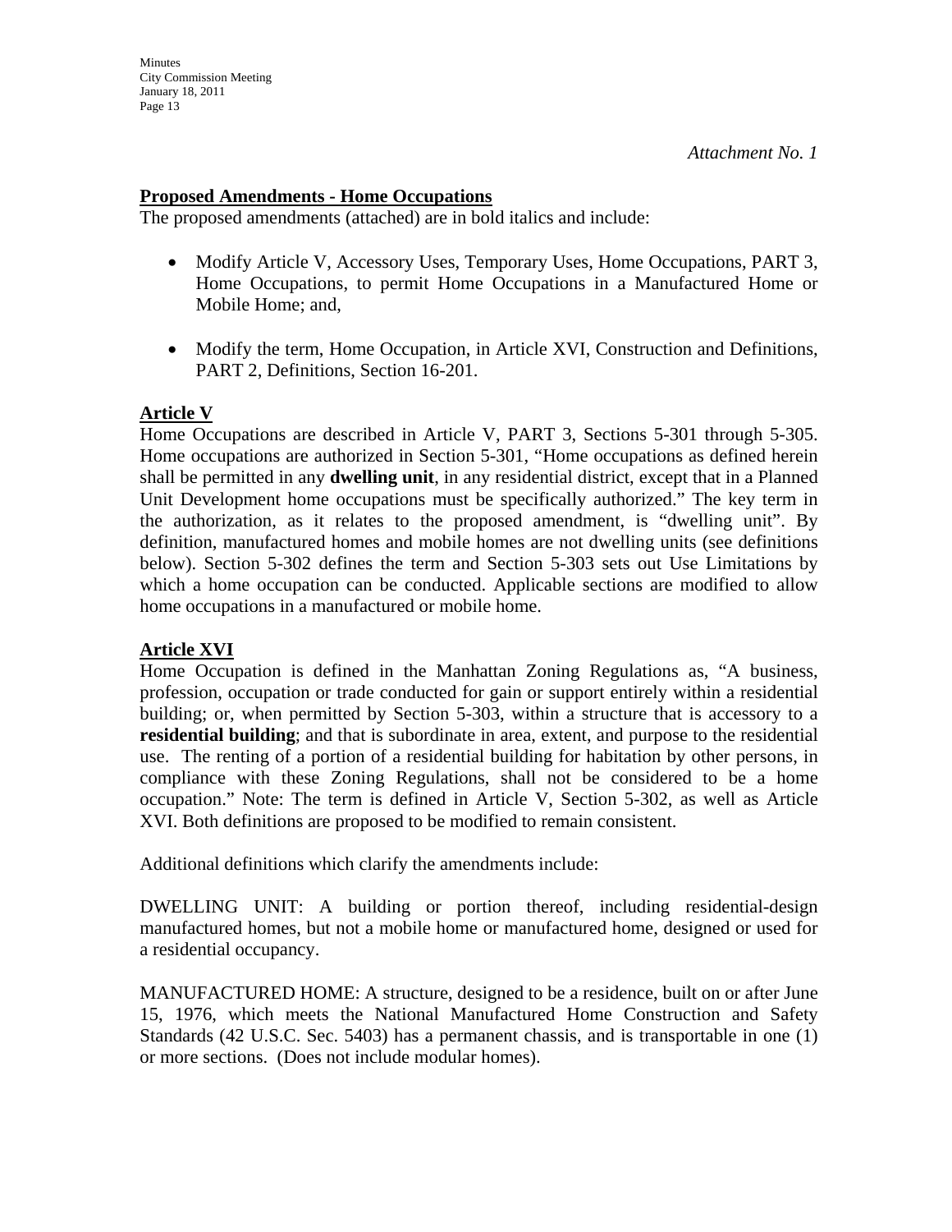*Attachment No. 1*

**Proposed Amendments - Home Occupations**

The proposed amendments (attached) are in bold italics and include:

- Modify Article V, Accessory Uses, Temporary Uses, Home Occupations, PART 3, Home Occupations, to permit Home Occupations in a Manufactured Home or Mobile Home; and,
- Modify the term, Home Occupation, in Article XVI, Construction and Definitions, PART 2, Definitions, Section 16-201.

**Article V**

Home Occupations are described in Article V, PART 3, Sections 5-301 through 5-305. Home occupations are authorized in Section 5-301, "Home occupations as defined herein shall be permitted in any **dwelling unit**, in any residential district, except that in a Planned Unit Development home occupations must be specifically authorized." The key term in the authorization, as it relates to the proposed amendment, is "dwelling unit". By definition, manufactured homes and mobile homes are not dwelling units (see definitions below). Section 5-302 defines the term and Section 5-303 sets out Use Limitations by which a home occupation can be conducted. Applicable sections are modified to allow home occupations in a manufactured or mobile home.

**Article XVI**

Home Occupation is defined in the Manhattan Zoning Regulations as, "A business, profession, occupation or trade conducted for gain or support entirely within a residential building; or, when permitted by Section 5-303, within a structure that is accessory to a **residential building**; and that is subordinate in area, extent, and purpose to the residential use. The renting of a portion of a residential building for habitation by other persons, in compliance with these Zoning Regulations, shall not be considered to be a home occupation." Note: The term is defined in Article V, Section 5-302, as well as Article XVI. Both definitions are proposed to be modified to remain consistent.

Additional definitions which clarify the amendments include:

DWELLING UNIT: A building or portion thereof, including residential-design manufactured homes, but not a mobile home or manufactured home, designed or used for a residential occupancy.

MANUFACTURED HOME: A structure, designed to be a residence, built on or after June 15, 1976, which meets the National Manufactured Home Construction and Safety Standards (42 U.S.C. Sec. 5403) has a permanent chassis, and is transportable in one (1) or more sections. (Does not include modular homes).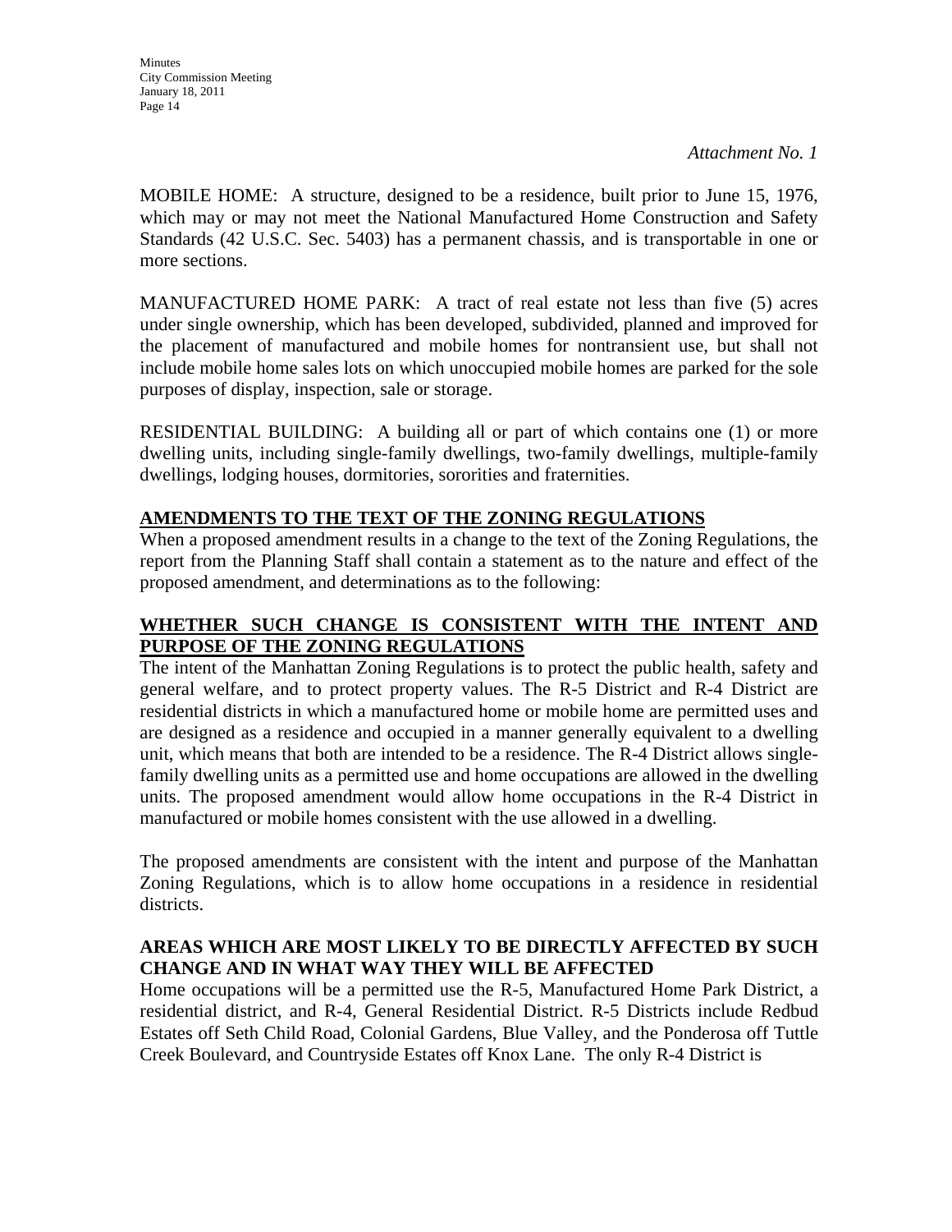*Attachment No. 1*

MOBILE HOME: A structure, designed to be a residence, built prior to June 15, 1976, which may or may not meet the National Manufactured Home Construction and Safety Standards (42 U.S.C. Sec. 5403) has a permanent chassis, and is transportable in one or more sections.

MANUFACTURED HOME PARK: A tract of real estate not less than five (5) acres under single ownership, which has been developed, subdivided, planned and improved for the placement of manufactured and mobile homes for nontransient use, but shall not include mobile home sales lots on which unoccupied mobile homes are parked for the sole purposes of display, inspection, sale or storage.

RESIDENTIAL BUILDING: A building all or part of which contains one (1) or more dwelling units, including single-family dwellings, two-family dwellings, multiple-family dwellings, lodging houses, dormitories, sororities and fraternities.

**AMENDMENTS TO THE TEXT OF THE ZONING REGULATIONS**

When a proposed amendment results in a change to the text of the Zoning Regulations, the report from the Planning Staff shall contain a statement as to the nature and effect of the proposed amendment, and determinations as to the following:

**WHETHER SUCH CHANGE IS CONSISTENT WITH THE INTENT AND PURPOSE OF THE ZONING REGULATIONS**

The intent of the Manhattan Zoning Regulations is to protect the public health, safety and general welfare, and to protect property values. The R-5 District and R-4 District are residential districts in which a manufactured home or mobile home are permitted uses and are designed as a residence and occupied in a manner generally equivalent to a dwelling unit, which means that both are intended to be a residence. The R-4 District allows single-family dwelling units as a permitted use and home occupations are allowed in the dwelling units. The proposed amendment would allow home occupations in the R-4 District in manufactured or mobile homes consistent with the use allowed in a dwelling.

The proposed amendments are consistent with the intent and purpose of the Manhattan Zoning Regulations, which is to allow home occupations in a residence in residential districts.

**AREAS WHICH ARE MOST LIKELY TO BE DIRECTLY AFFECTED BY SUCH CHANGE AND IN WHAT WAY THEY WILL BE AFFECTED**

Home occupations will be a permitted use the R-5, Manufactured Home Park District, a residential district, and R-4, General Residential District. R-5 Districts include Redbud Estates off Seth Child Road, Colonial Gardens, Blue Valley, and the Ponderosa off Tuttle Creek Boulevard, and Countryside Estates off Knox Lane. The only R-4 District is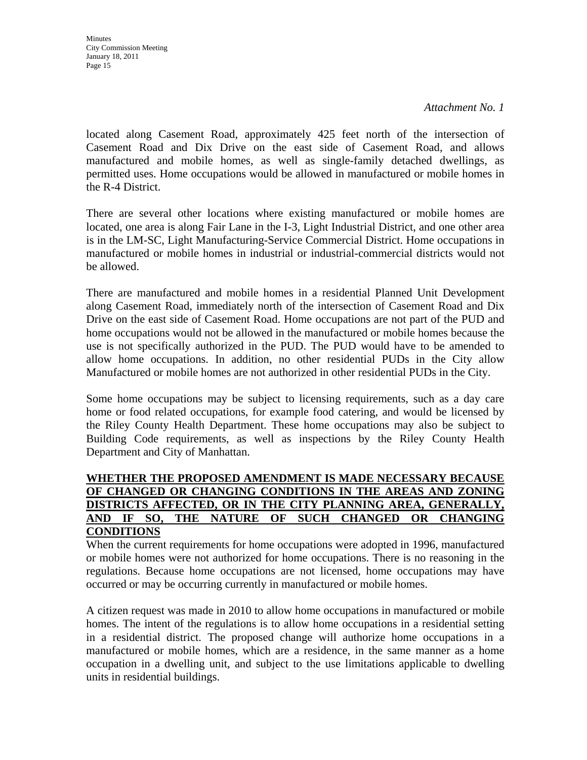*Attachment No. 1*

located along Casement Road, approximately 425 feet north of the intersection of Casement Road and Dix Drive on the east side of Casement Road, and allows manufactured and mobile homes, as well as single-family detached dwellings, as permitted uses. Home occupations would be allowed in manufactured or mobile homes in the R-4 District.

There are several other locations where existing manufactured or mobile homes are located, one area is along Fair Lane in the I-3, Light Industrial District, and one other area is in the LM-SC, Light Manufacturing-Service Commercial District. Home occupations in manufactured or mobile homes in industrial or industrial-commercial districts would not be allowed.

There are manufactured and mobile homes in a residential Planned Unit Development along Casement Road, immediately north of the intersection of Casement Road and Dix Drive on the east side of Casement Road. Home occupations are not part of the PUD and home occupations would not be allowed in the manufactured or mobile homes because the use is not specifically authorized in the PUD. The PUD would have to be amended to allow home occupations. In addition, no other residential PUDs in the City allow Manufactured or mobile homes are not authorized in other residential PUDs in the City.

Some home occupations may be subject to licensing requirements, such as a day care home or food related occupations, for example food catering, and would be licensed by the Riley County Health Department. These home occupations may also be subject to Building Code requirements, as well as inspections by the Riley County Health Department and City of Manhattan.

**WHETHER THE PROPOSED AMENDMENT IS MADE NECESSARY BECAUSE OF CHANGED OR CHANGING CONDITIONS IN THE AREAS AND ZONING DISTRICTS AFFECTED, OR IN THE CITY PLANNING AREA, GENERALLY, AND IF SO, THE NATURE OF SUCH CHANGED OR CHANGING CONDITIONS**

When the current requirements for home occupations were adopted in 1996, manufactured or mobile homes were not authorized for home occupations. There is no reasoning in the regulations. Because home occupations are not licensed, home occupations may have occurred or may be occurring currently in manufactured or mobile homes.

A citizen request was made in 2010 to allow home occupations in manufactured or mobile homes. The intent of the regulations is to allow home occupations in a residential setting in a residential district. The proposed change will authorize home occupations in a manufactured or mobile homes, which are a residence, in the same manner as a home occupation in a dwelling unit, and subject to the use limitations applicable to dwelling units in residential buildings.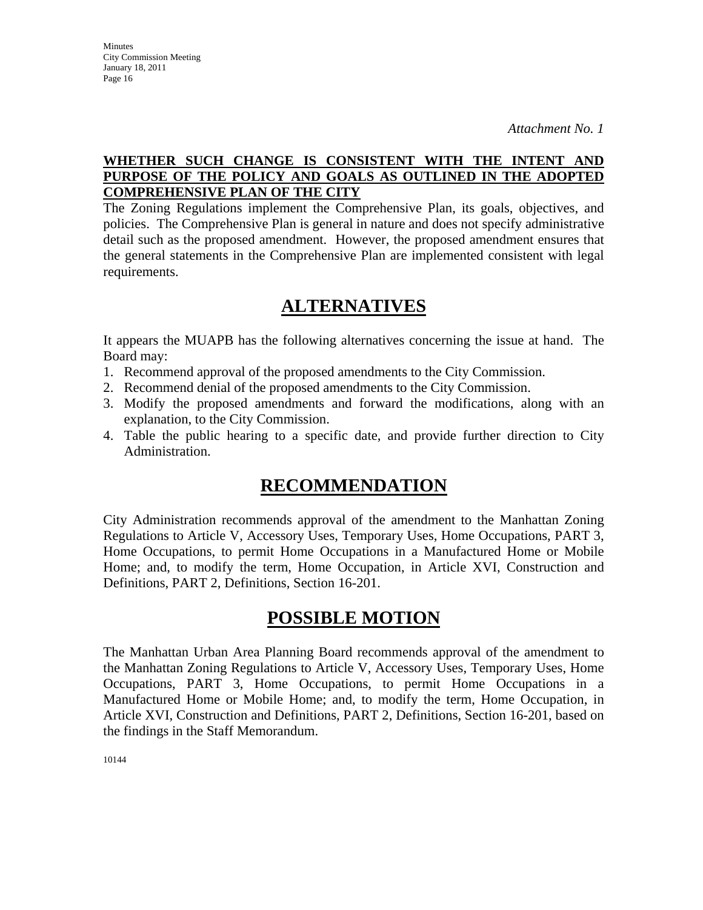*Attachment No. 1*

**WHETHER SUCH CHANGE IS CONSISTENT WITH THE INTENT AND PURPOSE OF THE POLICY AND GOALS AS OUTLINED IN THE ADOPTED COMPREHENSIVE PLAN OF THE CITY**

The Zoning Regulations implement the Comprehensive Plan, its goals, objectives, and policies. The Comprehensive Plan is general in nature and does not specify administrative detail such as the proposed amendment. However, the proposed amendment ensures that the general statements in the Comprehensive Plan are implemented consistent with legal requirements.

## ALTERNATIVES

It appears the MUAPB has the following alternatives concerning the issue at hand. The Board may:

1. Recommend approval of the proposed amendments to the City Commission.
2. Recommend denial of the proposed amendments to the City Commission.
3. Modify the proposed amendments and forward the modifications, along with an explanation, to the City Commission.
4. Table the public hearing to a specific date, and provide further direction to City Administration.

## RECOMMENDATION

City Administration recommends approval of the amendment to the Manhattan Zoning Regulations to Article V, Accessory Uses, Temporary Uses, Home Occupations, PART 3, Home Occupations, to permit Home Occupations in a Manufactured Home or Mobile Home; and, to modify the term, Home Occupation, in Article XVI, Construction and Definitions, PART 2, Definitions, Section 16-201.

## POSSIBLE MOTION

The Manhattan Urban Area Planning Board recommends approval of the amendment to the Manhattan Zoning Regulations to Article V, Accessory Uses, Temporary Uses, Home Occupations, PART 3, Home Occupations, to permit Home Occupations in a Manufactured Home or Mobile Home; and, to modify the term, Home Occupation, in Article XVI, Construction and Definitions, PART 2, Definitions, Section 16-201, based on the findings in the Staff Memorandum.

10144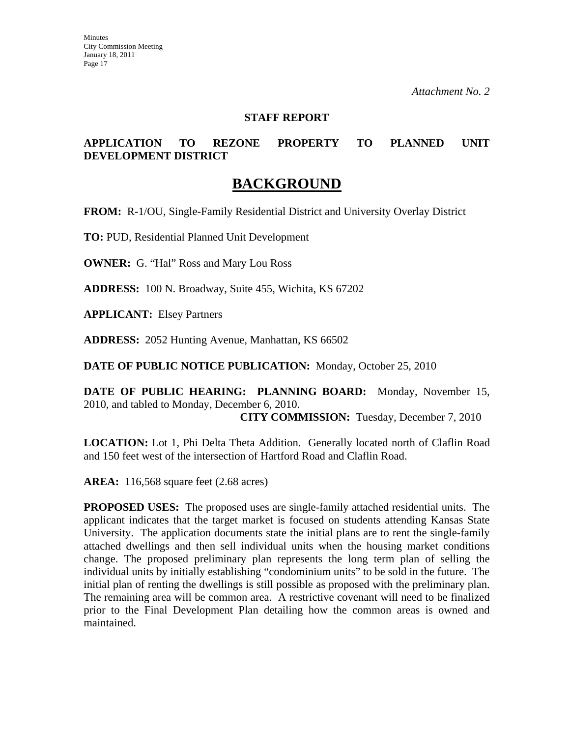*Attachment No. 2*

**STAFF REPORT**

**APPLICATION TO REZONE PROPERTY TO PLANNED UNIT DEVELOPMENT DISTRICT**

# BACKGROUND

**FROM:** R-1/OU, Single-Family Residential District and University Overlay District

**TO:** PUD, Residential Planned Unit Development

**OWNER:** G. "Hal" Ross and Mary Lou Ross

**ADDRESS:** 100 N. Broadway, Suite 455, Wichita, KS 67202

**APPLICANT:** Elsey Partners

**ADDRESS:** 2052 Hunting Avenue, Manhattan, KS 66502

**DATE OF PUBLIC NOTICE PUBLICATION:** Monday, October 25, 2010

**DATE OF PUBLIC HEARING: PLANNING BOARD:** Monday, November 15, 2010, and tabled to Monday, December 6, 2010.
**CITY COMMISSION:** Tuesday, December 7, 2010

**LOCATION:** Lot 1, Phi Delta Theta Addition. Generally located north of Claflin Road and 150 feet west of the intersection of Hartford Road and Claflin Road.

**AREA:** 116,568 square feet (2.68 acres)

**PROPOSED USES:** The proposed uses are single-family attached residential units. The applicant indicates that the target market is focused on students attending Kansas State University. The application documents state the initial plans are to rent the single-family attached dwellings and then sell individual units when the housing market conditions change. The proposed preliminary plan represents the long term plan of selling the individual units by initially establishing "condominium units" to be sold in the future. The initial plan of renting the dwellings is still possible as proposed with the preliminary plan. The remaining area will be common area. A restrictive covenant will need to be finalized prior to the Final Development Plan detailing how the common areas is owned and maintained.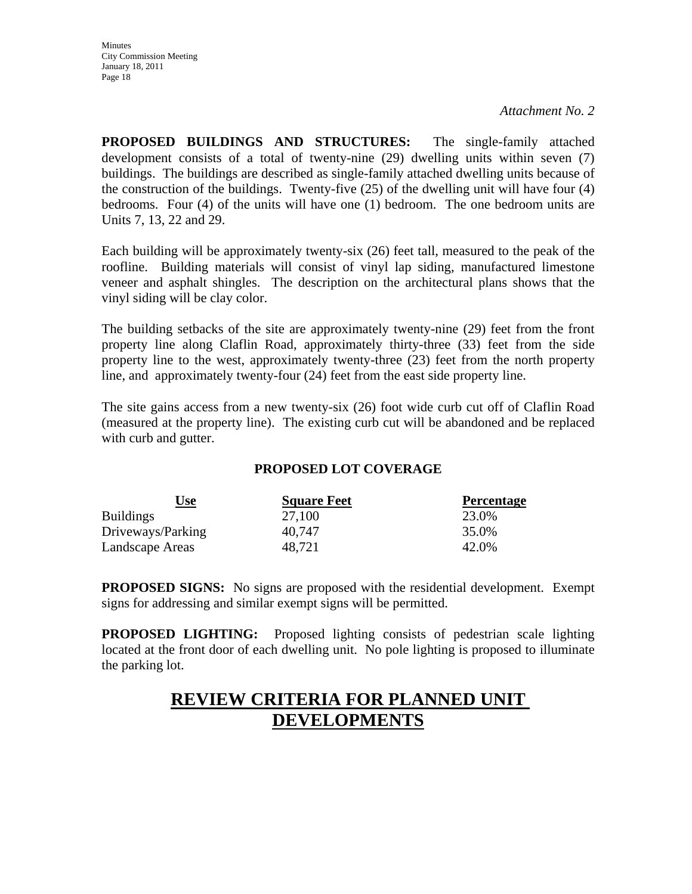*Attachment No. 2*

**PROPOSED BUILDINGS AND STRUCTURES:** The single-family attached development consists of a total of twenty-nine (29) dwelling units within seven (7) buildings. The buildings are described as single-family attached dwelling units because of the construction of the buildings. Twenty-five (25) of the dwelling unit will have four (4) bedrooms. Four (4) of the units will have one (1) bedroom. The one bedroom units are Units 7, 13, 22 and 29.

Each building will be approximately twenty-six (26) feet tall, measured to the peak of the roofline. Building materials will consist of vinyl lap siding, manufactured limestone veneer and asphalt shingles. The description on the architectural plans shows that the vinyl siding will be clay color.

The building setbacks of the site are approximately twenty-nine (29) feet from the front property line along Claflin Road, approximately thirty-three (33) feet from the side property line to the west, approximately twenty-three (23) feet from the north property line, and approximately twenty-four (24) feet from the east side property line.

The site gains access from a new twenty-six (26) foot wide curb cut off of Claflin Road (measured at the property line). The existing curb cut will be abandoned and be replaced with curb and gutter.

**PROPOSED LOT COVERAGE**

| Use | Square Feet | Percentage |
|---|---|---|
| Buildings | 27,100 | 23.0% |
| Driveways/Parking | 40,747 | 35.0% |
| Landscape Areas | 48,721 | 42.0% |

**PROPOSED SIGNS:** No signs are proposed with the residential development. Exempt signs for addressing and similar exempt signs will be permitted.

**PROPOSED LIGHTING:** Proposed lighting consists of pedestrian scale lighting located at the front door of each dwelling unit. No pole lighting is proposed to illuminate the parking lot.

# REVIEW CRITERIA FOR PLANNED UNIT DEVELOPMENTS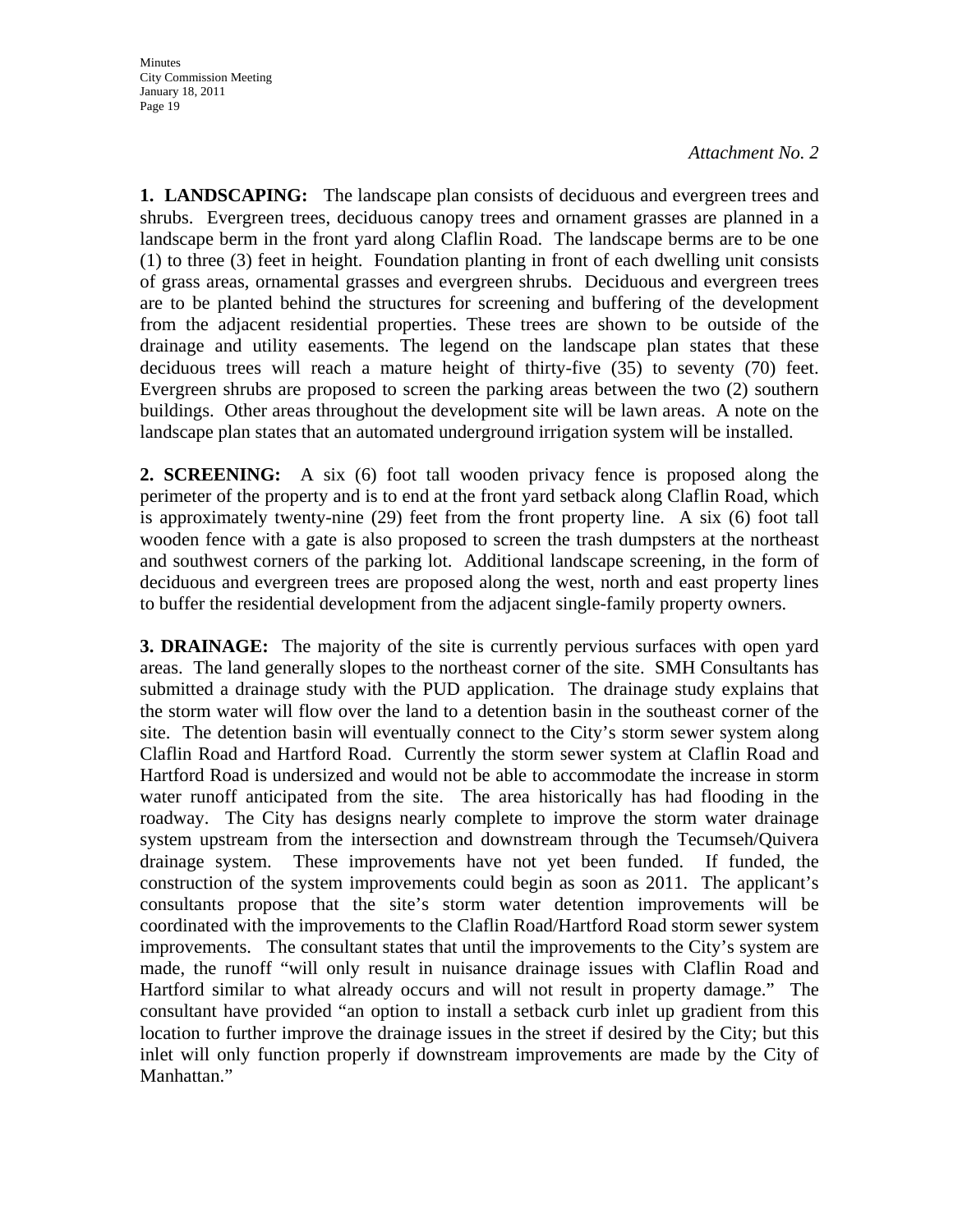*Attachment No. 2*

**1. LANDSCAPING:** The landscape plan consists of deciduous and evergreen trees and shrubs. Evergreen trees, deciduous canopy trees and ornament grasses are planned in a landscape berm in the front yard along Claflin Road. The landscape berms are to be one (1) to three (3) feet in height. Foundation planting in front of each dwelling unit consists of grass areas, ornamental grasses and evergreen shrubs. Deciduous and evergreen trees are to be planted behind the structures for screening and buffering of the development from the adjacent residential properties. These trees are shown to be outside of the drainage and utility easements. The legend on the landscape plan states that these deciduous trees will reach a mature height of thirty-five (35) to seventy (70) feet. Evergreen shrubs are proposed to screen the parking areas between the two (2) southern buildings. Other areas throughout the development site will be lawn areas. A note on the landscape plan states that an automated underground irrigation system will be installed.

**2. SCREENING:** A six (6) foot tall wooden privacy fence is proposed along the perimeter of the property and is to end at the front yard setback along Claflin Road, which is approximately twenty-nine (29) feet from the front property line. A six (6) foot tall wooden fence with a gate is also proposed to screen the trash dumpsters at the northeast and southwest corners of the parking lot. Additional landscape screening, in the form of deciduous and evergreen trees are proposed along the west, north and east property lines to buffer the residential development from the adjacent single-family property owners.

**3. DRAINAGE:** The majority of the site is currently pervious surfaces with open yard areas. The land generally slopes to the northeast corner of the site. SMH Consultants has submitted a drainage study with the PUD application. The drainage study explains that the storm water will flow over the land to a detention basin in the southeast corner of the site. The detention basin will eventually connect to the City's storm sewer system along Claflin Road and Hartford Road. Currently the storm sewer system at Claflin Road and Hartford Road is undersized and would not be able to accommodate the increase in storm water runoff anticipated from the site. The area historically has had flooding in the roadway. The City has designs nearly complete to improve the storm water drainage system upstream from the intersection and downstream through the Tecumseh/Quivera drainage system. These improvements have not yet been funded. If funded, the construction of the system improvements could begin as soon as 2011. The applicant's consultants propose that the site's storm water detention improvements will be coordinated with the improvements to the Claflin Road/Hartford Road storm sewer system improvements. The consultant states that until the improvements to the City's system are made, the runoff "will only result in nuisance drainage issues with Claflin Road and Hartford similar to what already occurs and will not result in property damage." The consultant have provided "an option to install a setback curb inlet up gradient from this location to further improve the drainage issues in the street if desired by the City; but this inlet will only function properly if downstream improvements are made by the City of Manhattan."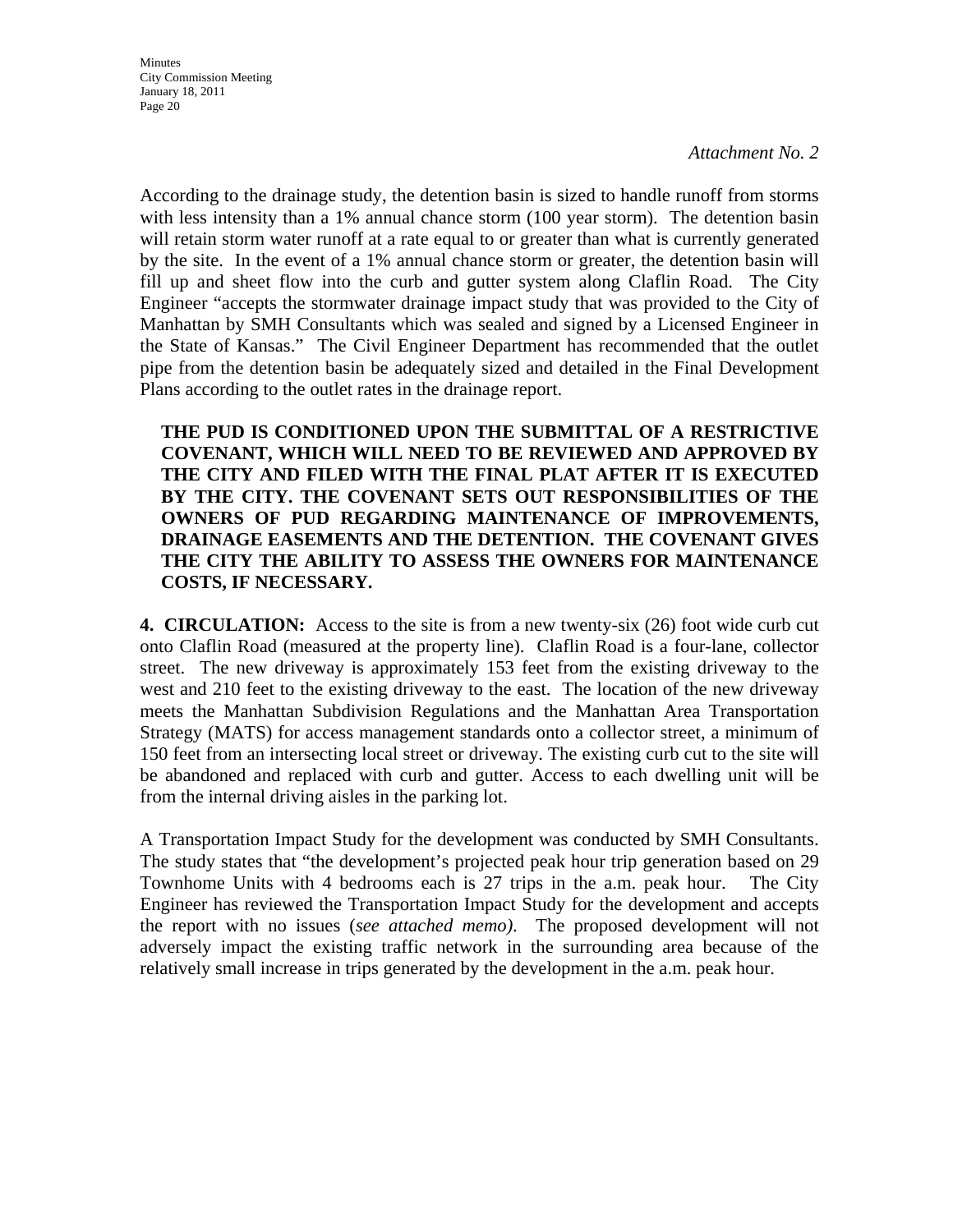*Attachment No. 2*

According to the drainage study, the detention basin is sized to handle runoff from storms with less intensity than a 1% annual chance storm (100 year storm). The detention basin will retain storm water runoff at a rate equal to or greater than what is currently generated by the site. In the event of a 1% annual chance storm or greater, the detention basin will fill up and sheet flow into the curb and gutter system along Claflin Road. The City Engineer "accepts the stormwater drainage impact study that was provided to the City of Manhattan by SMH Consultants which was sealed and signed by a Licensed Engineer in the State of Kansas." The Civil Engineer Department has recommended that the outlet pipe from the detention basin be adequately sized and detailed in the Final Development Plans according to the outlet rates in the drainage report.

**THE PUD IS CONDITIONED UPON THE SUBMITTAL OF A RESTRICTIVE COVENANT, WHICH WILL NEED TO BE REVIEWED AND APPROVED BY THE CITY AND FILED WITH THE FINAL PLAT AFTER IT IS EXECUTED BY THE CITY. THE COVENANT SETS OUT RESPONSIBILITIES OF THE OWNERS OF PUD REGARDING MAINTENANCE OF IMPROVEMENTS, DRAINAGE EASEMENTS AND THE DETENTION. THE COVENANT GIVES THE CITY THE ABILITY TO ASSESS THE OWNERS FOR MAINTENANCE COSTS, IF NECESSARY.**

**4. CIRCULATION:** Access to the site is from a new twenty-six (26) foot wide curb cut onto Claflin Road (measured at the property line). Claflin Road is a four-lane, collector street. The new driveway is approximately 153 feet from the existing driveway to the west and 210 feet to the existing driveway to the east. The location of the new driveway meets the Manhattan Subdivision Regulations and the Manhattan Area Transportation Strategy (MATS) for access management standards onto a collector street, a minimum of 150 feet from an intersecting local street or driveway. The existing curb cut to the site will be abandoned and replaced with curb and gutter. Access to each dwelling unit will be from the internal driving aisles in the parking lot.

A Transportation Impact Study for the development was conducted by SMH Consultants. The study states that "the development's projected peak hour trip generation based on 29 Townhome Units with 4 bedrooms each is 27 trips in the a.m. peak hour. The City Engineer has reviewed the Transportation Impact Study for the development and accepts the report with no issues (*see attached memo).* The proposed development will not adversely impact the existing traffic network in the surrounding area because of the relatively small increase in trips generated by the development in the a.m. peak hour.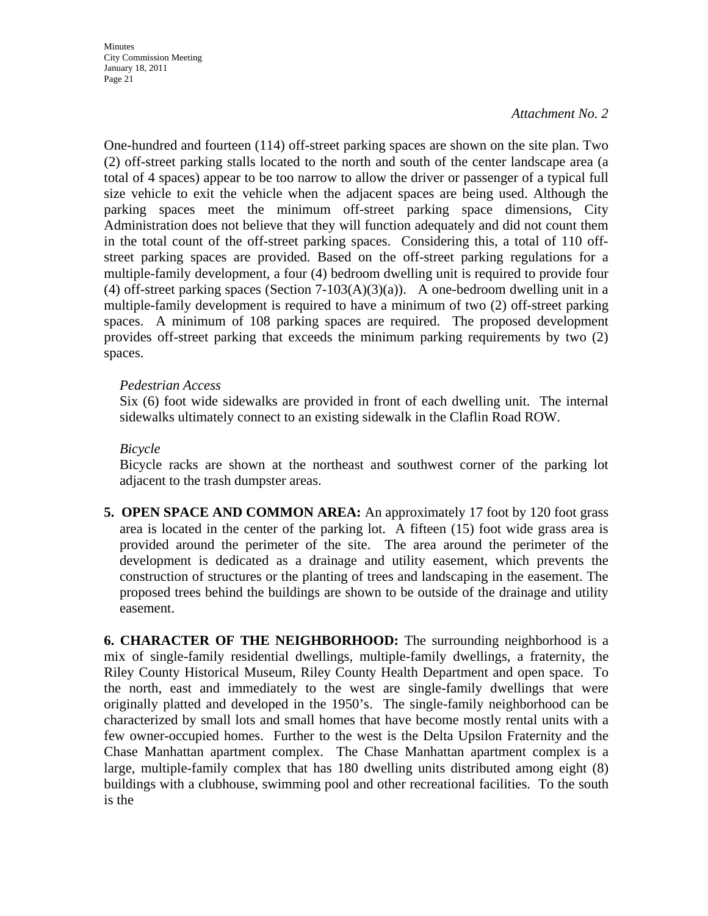*Attachment No. 2*

One-hundred and fourteen (114) off-street parking spaces are shown on the site plan. Two (2) off-street parking stalls located to the north and south of the center landscape area (a total of 4 spaces) appear to be too narrow to allow the driver or passenger of a typical full size vehicle to exit the vehicle when the adjacent spaces are being used. Although the parking spaces meet the minimum off-street parking space dimensions, City Administration does not believe that they will function adequately and did not count them in the total count of the off-street parking spaces. Considering this, a total of 110 off-street parking spaces are provided. Based on the off-street parking regulations for a multiple-family development, a four (4) bedroom dwelling unit is required to provide four (4) off-street parking spaces (Section 7-103(A)(3)(a)). A one-bedroom dwelling unit in a multiple-family development is required to have a minimum of two (2) off-street parking spaces. A minimum of 108 parking spaces are required. The proposed development provides off-street parking that exceeds the minimum parking requirements by two (2) spaces.

*Pedestrian Access*

Six (6) foot wide sidewalks are provided in front of each dwelling unit. The internal sidewalks ultimately connect to an existing sidewalk in the Claflin Road ROW.

*Bicycle*

Bicycle racks are shown at the northeast and southwest corner of the parking lot adjacent to the trash dumpster areas.

5. **OPEN SPACE AND COMMON AREA:** An approximately 17 foot by 120 foot grass area is located in the center of the parking lot. A fifteen (15) foot wide grass area is provided around the perimeter of the site. The area around the perimeter of the development is dedicated as a drainage and utility easement, which prevents the construction of structures or the planting of trees and landscaping in the easement. The proposed trees behind the buildings are shown to be outside of the drainage and utility easement.

**6. CHARACTER OF THE NEIGHBORHOOD:** The surrounding neighborhood is a mix of single-family residential dwellings, multiple-family dwellings, a fraternity, the Riley County Historical Museum, Riley County Health Department and open space. To the north, east and immediately to the west are single-family dwellings that were originally platted and developed in the 1950's. The single-family neighborhood can be characterized by small lots and small homes that have become mostly rental units with a few owner-occupied homes. Further to the west is the Delta Upsilon Fraternity and the Chase Manhattan apartment complex. The Chase Manhattan apartment complex is a large, multiple-family complex that has 180 dwelling units distributed among eight (8) buildings with a clubhouse, swimming pool and other recreational facilities. To the south is the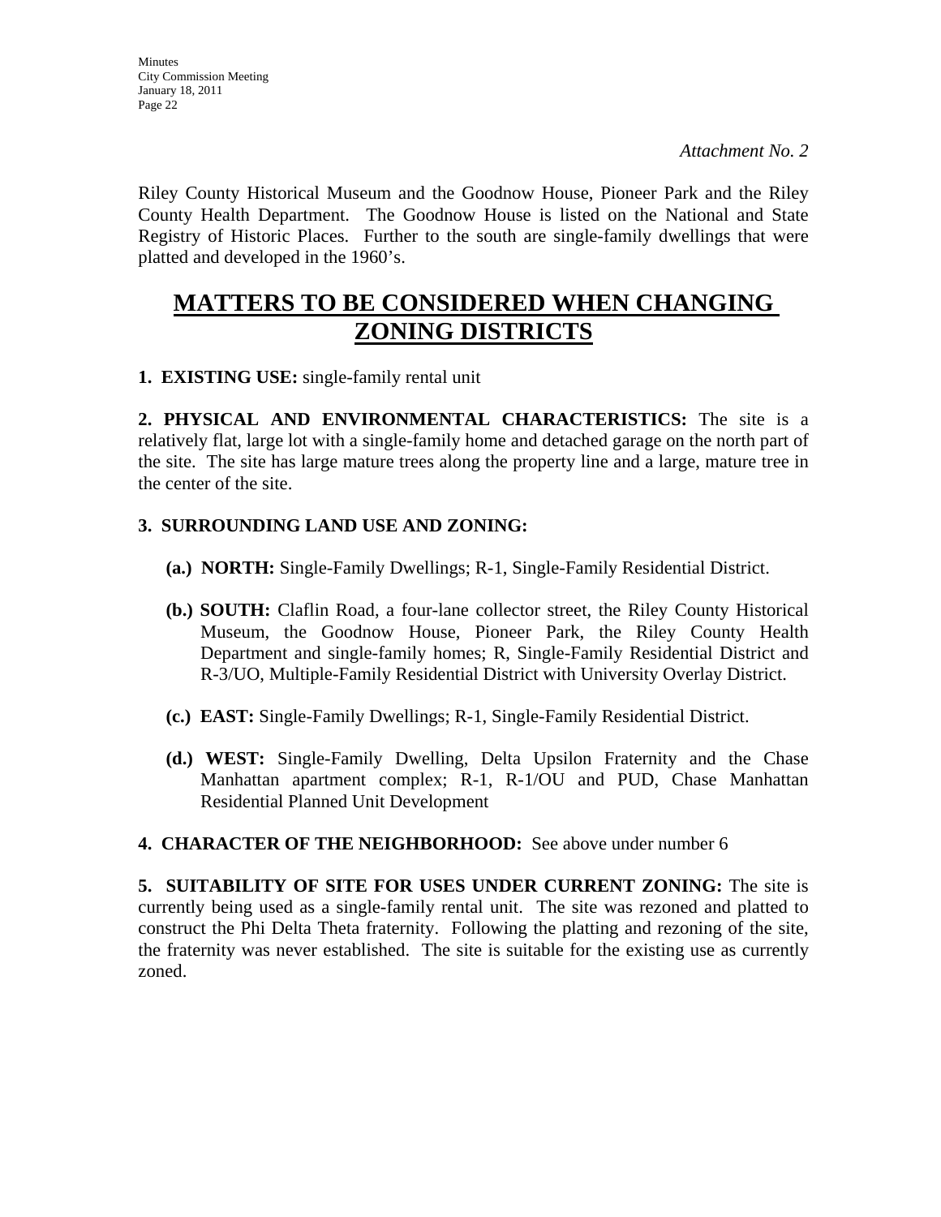*Attachment No. 2*

Riley County Historical Museum and the Goodnow House, Pioneer Park and the Riley County Health Department. The Goodnow House is listed on the National and State Registry of Historic Places. Further to the south are single-family dwellings that were platted and developed in the 1960's.

# MATTERS TO BE CONSIDERED WHEN CHANGING ZONING DISTRICTS

**1. EXISTING USE:** single-family rental unit

**2. PHYSICAL AND ENVIRONMENTAL CHARACTERISTICS:** The site is a relatively flat, large lot with a single-family home and detached garage on the north part of the site. The site has large mature trees along the property line and a large, mature tree in the center of the site.

**3. SURROUNDING LAND USE AND ZONING:**

**(a.) NORTH:** Single-Family Dwellings; R-1, Single-Family Residential District.

**(b.) SOUTH:** Claflin Road, a four-lane collector street, the Riley County Historical Museum, the Goodnow House, Pioneer Park, the Riley County Health Department and single-family homes; R, Single-Family Residential District and R-3/UO, Multiple-Family Residential District with University Overlay District.

**(c.) EAST:** Single-Family Dwellings; R-1, Single-Family Residential District.

**(d.) WEST:** Single-Family Dwelling, Delta Upsilon Fraternity and the Chase Manhattan apartment complex; R-1, R-1/OU and PUD, Chase Manhattan Residential Planned Unit Development

**4. CHARACTER OF THE NEIGHBORHOOD:** See above under number 6

**5. SUITABILITY OF SITE FOR USES UNDER CURRENT ZONING:** The site is currently being used as a single-family rental unit. The site was rezoned and platted to construct the Phi Delta Theta fraternity. Following the platting and rezoning of the site, the fraternity was never established. The site is suitable for the existing use as currently zoned.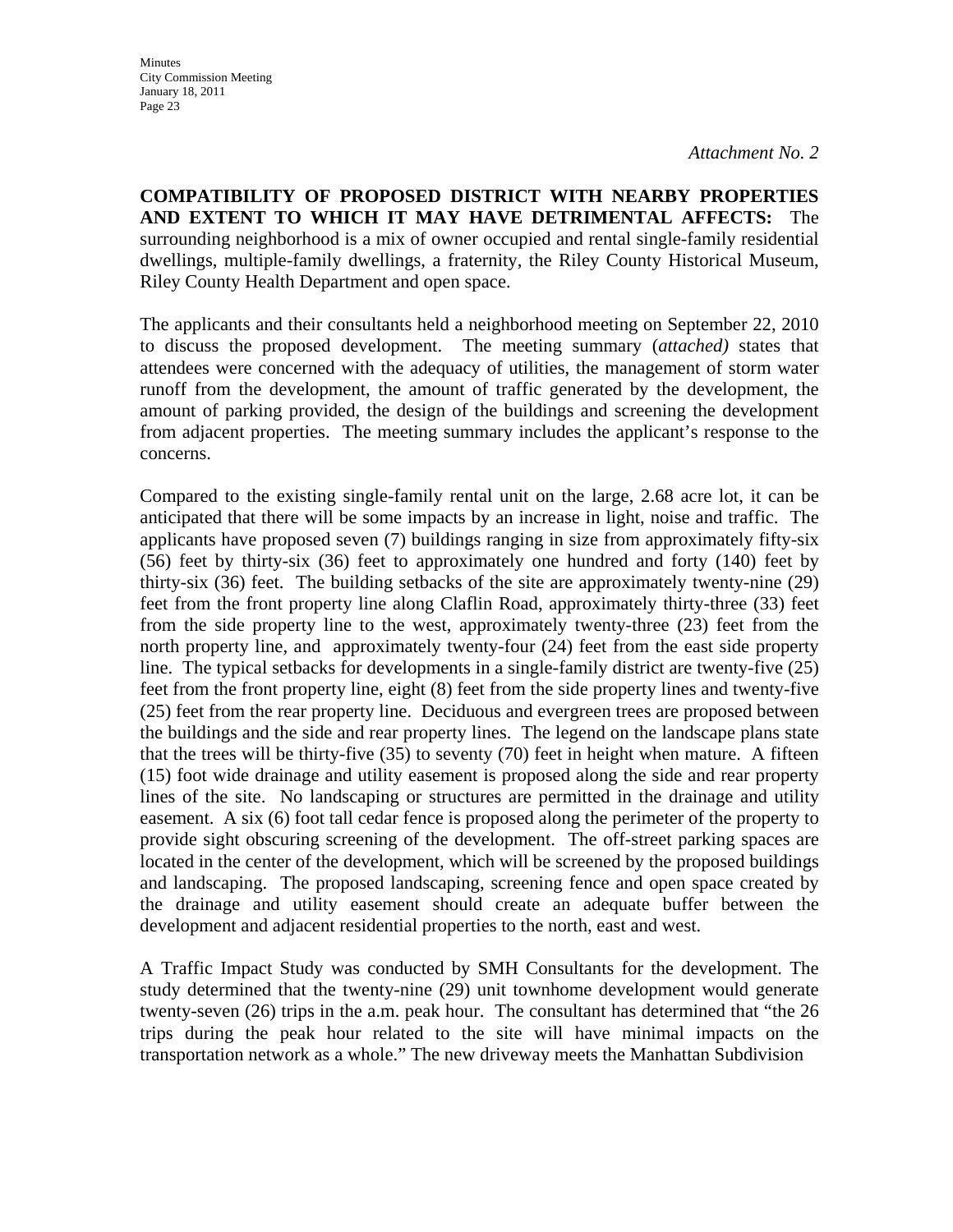*Attachment No. 2*

**COMPATIBILITY OF PROPOSED DISTRICT WITH NEARBY PROPERTIES AND EXTENT TO WHICH IT MAY HAVE DETRIMENTAL AFFECTS:** The surrounding neighborhood is a mix of owner occupied and rental single-family residential dwellings, multiple-family dwellings, a fraternity, the Riley County Historical Museum, Riley County Health Department and open space.

The applicants and their consultants held a neighborhood meeting on September 22, 2010 to discuss the proposed development. The meeting summary (*attached)* states that attendees were concerned with the adequacy of utilities, the management of storm water runoff from the development, the amount of traffic generated by the development, the amount of parking provided, the design of the buildings and screening the development from adjacent properties. The meeting summary includes the applicant's response to the concerns.

Compared to the existing single-family rental unit on the large, 2.68 acre lot, it can be anticipated that there will be some impacts by an increase in light, noise and traffic. The applicants have proposed seven (7) buildings ranging in size from approximately fifty-six (56) feet by thirty-six (36) feet to approximately one hundred and forty (140) feet by thirty-six (36) feet. The building setbacks of the site are approximately twenty-nine (29) feet from the front property line along Claflin Road, approximately thirty-three (33) feet from the side property line to the west, approximately twenty-three (23) feet from the north property line, and approximately twenty-four (24) feet from the east side property line. The typical setbacks for developments in a single-family district are twenty-five (25) feet from the front property line, eight (8) feet from the side property lines and twenty-five (25) feet from the rear property line. Deciduous and evergreen trees are proposed between the buildings and the side and rear property lines. The legend on the landscape plans state that the trees will be thirty-five (35) to seventy (70) feet in height when mature. A fifteen (15) foot wide drainage and utility easement is proposed along the side and rear property lines of the site. No landscaping or structures are permitted in the drainage and utility easement. A six (6) foot tall cedar fence is proposed along the perimeter of the property to provide sight obscuring screening of the development. The off-street parking spaces are located in the center of the development, which will be screened by the proposed buildings and landscaping. The proposed landscaping, screening fence and open space created by the drainage and utility easement should create an adequate buffer between the development and adjacent residential properties to the north, east and west.

A Traffic Impact Study was conducted by SMH Consultants for the development. The study determined that the twenty-nine (29) unit townhome development would generate twenty-seven (26) trips in the a.m. peak hour. The consultant has determined that "the 26 trips during the peak hour related to the site will have minimal impacts on the transportation network as a whole." The new driveway meets the Manhattan Subdivision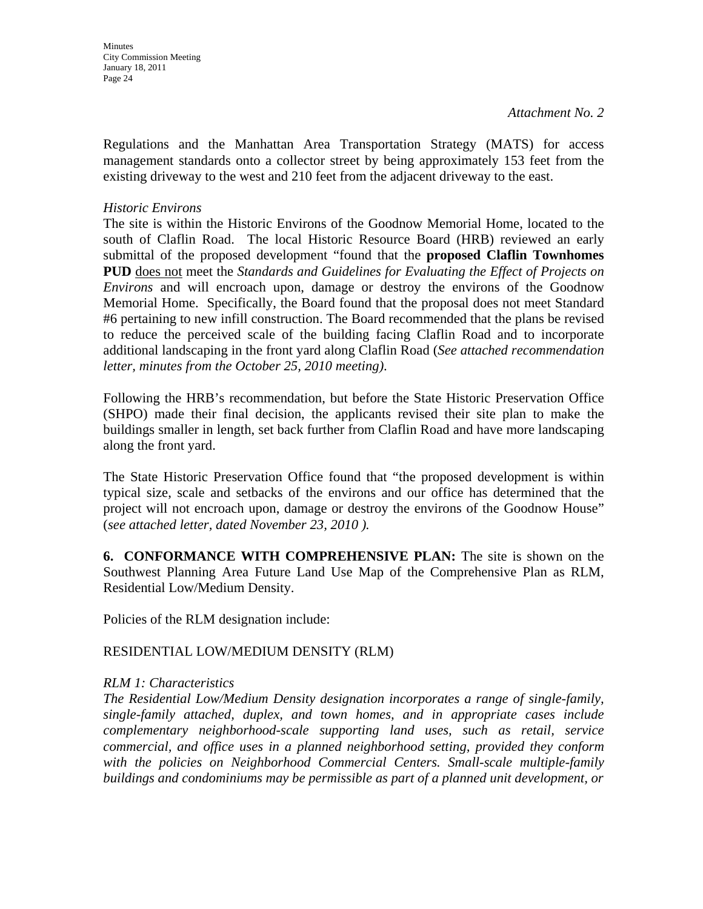*Attachment No. 2*

Regulations and the Manhattan Area Transportation Strategy (MATS) for access management standards onto a collector street by being approximately 153 feet from the existing driveway to the west and 210 feet from the adjacent driveway to the east.

*Historic Environs*

The site is within the Historic Environs of the Goodnow Memorial Home, located to the south of Claflin Road. The local Historic Resource Board (HRB) reviewed an early submittal of the proposed development "found that the **proposed Claflin Townhomes PUD** <u>does not</u> meet the *Standards and Guidelines for Evaluating the Effect of Projects on Environs* and will encroach upon, damage or destroy the environs of the Goodnow Memorial Home. Specifically, the Board found that the proposal does not meet Standard #6 pertaining to new infill construction. The Board recommended that the plans be revised to reduce the perceived scale of the building facing Claflin Road and to incorporate additional landscaping in the front yard along Claflin Road (*See attached recommendation letter, minutes from the October 25, 2010 meeting).*

Following the HRB's recommendation, but before the State Historic Preservation Office (SHPO) made their final decision, the applicants revised their site plan to make the buildings smaller in length, set back further from Claflin Road and have more landscaping along the front yard.

The State Historic Preservation Office found that "the proposed development is within typical size, scale and setbacks of the environs and our office has determined that the project will not encroach upon, damage or destroy the environs of the Goodnow House" (*see attached letter, dated November 23, 2010 ).*

**6. CONFORMANCE WITH COMPREHENSIVE PLAN:** The site is shown on the Southwest Planning Area Future Land Use Map of the Comprehensive Plan as RLM, Residential Low/Medium Density.

Policies of the RLM designation include:

RESIDENTIAL LOW/MEDIUM DENSITY (RLM)

*RLM 1: Characteristics*

*The Residential Low/Medium Density designation incorporates a range of single-family, single-family attached, duplex, and town homes, and in appropriate cases include complementary neighborhood-scale supporting land uses, such as retail, service commercial, and office uses in a planned neighborhood setting, provided they conform with the policies on Neighborhood Commercial Centers. Small-scale multiple-family buildings and condominiums may be permissible as part of a planned unit development, or*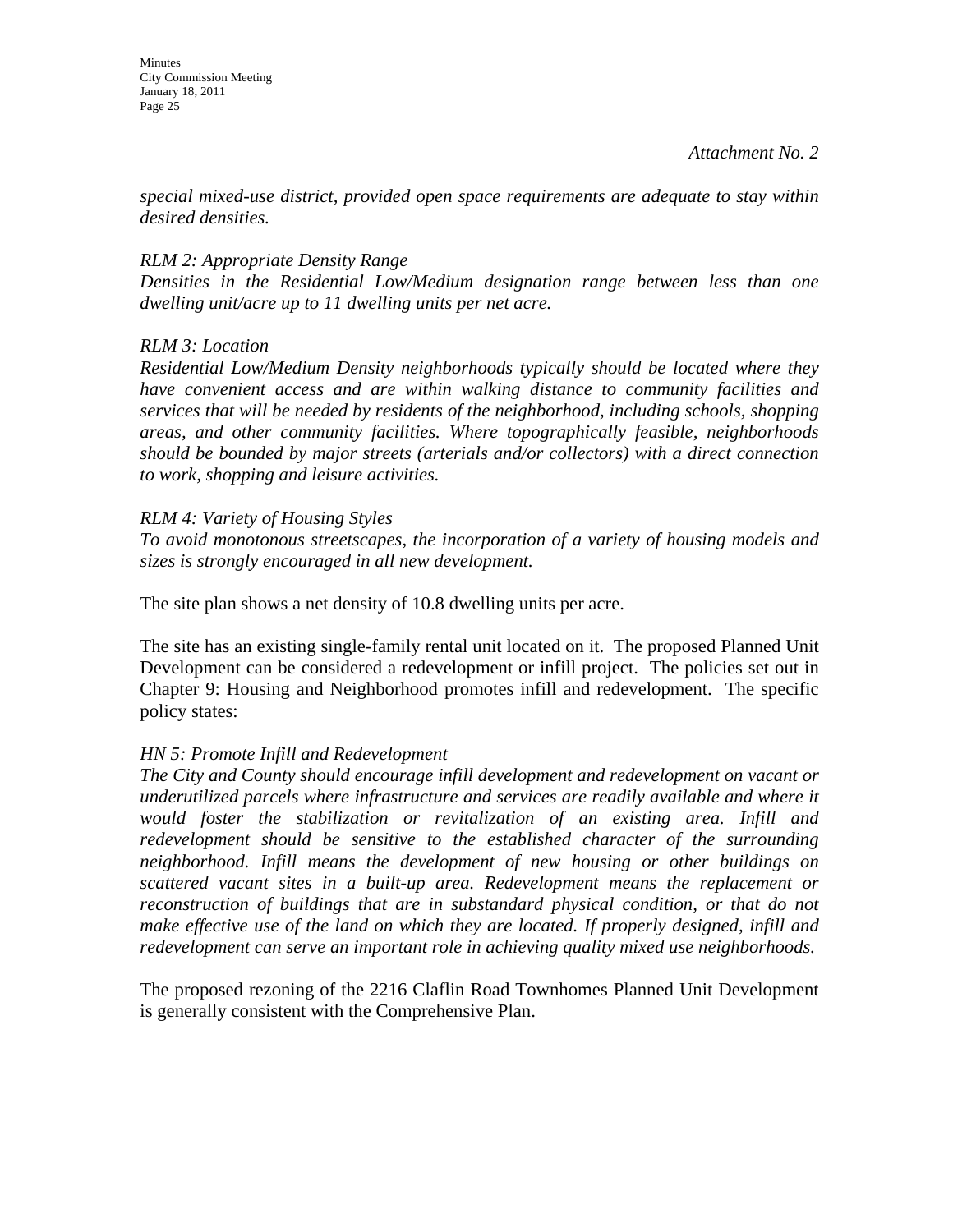*Attachment No. 2*

*special mixed-use district, provided open space requirements are adequate to stay within desired densities.*

*RLM 2: Appropriate Density Range*
*Densities in the Residential Low/Medium designation range between less than one dwelling unit/acre up to 11 dwelling units per net acre.*

*RLM 3: Location*
*Residential Low/Medium Density neighborhoods typically should be located where they have convenient access and are within walking distance to community facilities and services that will be needed by residents of the neighborhood, including schools, shopping areas, and other community facilities. Where topographically feasible, neighborhoods should be bounded by major streets (arterials and/or collectors) with a direct connection to work, shopping and leisure activities.*

*RLM 4: Variety of Housing Styles*
*To avoid monotonous streetscapes, the incorporation of a variety of housing models and sizes is strongly encouraged in all new development.*

The site plan shows a net density of 10.8 dwelling units per acre.

The site has an existing single-family rental unit located on it. The proposed Planned Unit Development can be considered a redevelopment or infill project. The policies set out in Chapter 9: Housing and Neighborhood promotes infill and redevelopment. The specific policy states:

*HN 5: Promote Infill and Redevelopment*
*The City and County should encourage infill development and redevelopment on vacant or underutilized parcels where infrastructure and services are readily available and where it would foster the stabilization or revitalization of an existing area. Infill and redevelopment should be sensitive to the established character of the surrounding neighborhood. Infill means the development of new housing or other buildings on scattered vacant sites in a built-up area. Redevelopment means the replacement or reconstruction of buildings that are in substandard physical condition, or that do not make effective use of the land on which they are located. If properly designed, infill and redevelopment can serve an important role in achieving quality mixed use neighborhoods.*

The proposed rezoning of the 2216 Claflin Road Townhomes Planned Unit Development is generally consistent with the Comprehensive Plan.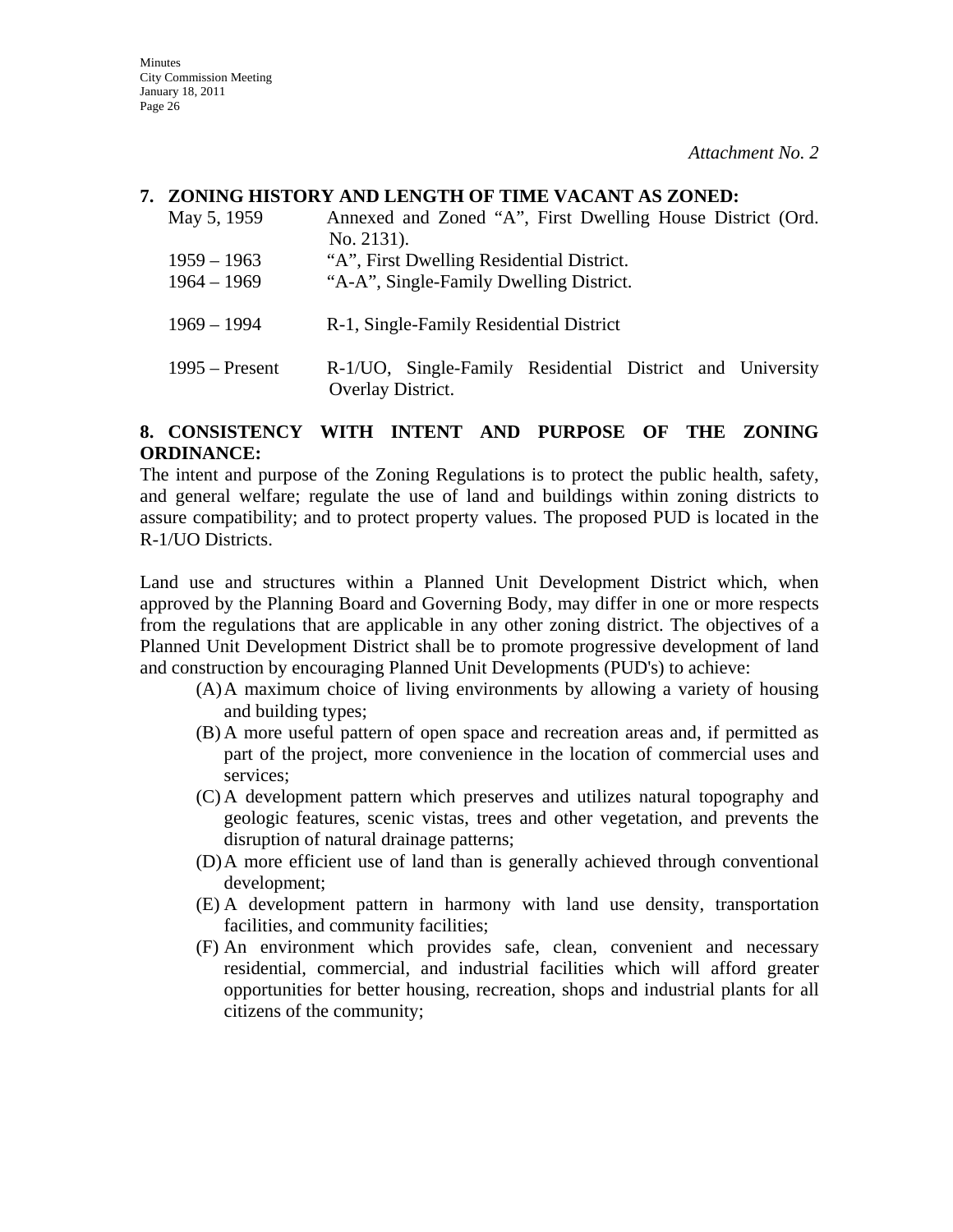*Attachment No. 2*

**7. ZONING HISTORY AND LENGTH OF TIME VACANT AS ZONED:**

| | |
|---|---|
| May 5, 1959 | Annexed and Zoned "A", First Dwelling House District (Ord. No. 2131). |
| 1959 – 1963 | "A", First Dwelling Residential District. |
| 1964 – 1969 | "A-A", Single-Family Dwelling District. |
| 1969 – 1994 | R-1, Single-Family Residential District |
| 1995 – Present | R-1/UO, Single-Family Residential District and University Overlay District. |

**8. CONSISTENCY WITH INTENT AND PURPOSE OF THE ZONING ORDINANCE:**

The intent and purpose of the Zoning Regulations is to protect the public health, safety, and general welfare; regulate the use of land and buildings within zoning districts to assure compatibility; and to protect property values. The proposed PUD is located in the R-1/UO Districts.

Land use and structures within a Planned Unit Development District which, when approved by the Planning Board and Governing Body, may differ in one or more respects from the regulations that are applicable in any other zoning district. The objectives of a Planned Unit Development District shall be to promote progressive development of land and construction by encouraging Planned Unit Developments (PUD's) to achieve:

(A) A maximum choice of living environments by allowing a variety of housing and building types;

(B) A more useful pattern of open space and recreation areas and, if permitted as part of the project, more convenience in the location of commercial uses and services;

(C) A development pattern which preserves and utilizes natural topography and geologic features, scenic vistas, trees and other vegetation, and prevents the disruption of natural drainage patterns;

(D) A more efficient use of land than is generally achieved through conventional development;

(E) A development pattern in harmony with land use density, transportation facilities, and community facilities;

(F) An environment which provides safe, clean, convenient and necessary residential, commercial, and industrial facilities which will afford greater opportunities for better housing, recreation, shops and industrial plants for all citizens of the community;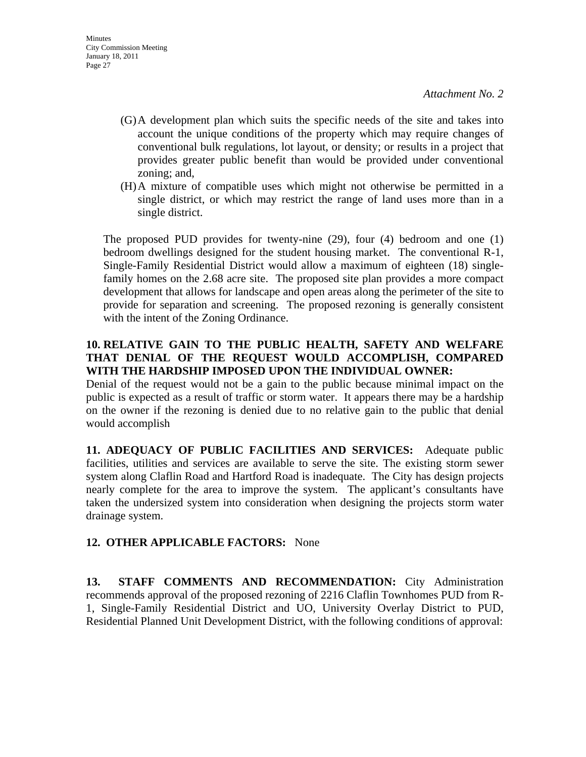*Attachment No. 2*

(G) A development plan which suits the specific needs of the site and takes into account the unique conditions of the property which may require changes of conventional bulk regulations, lot layout, or density; or results in a project that provides greater public benefit than would be provided under conventional zoning; and,

(H) A mixture of compatible uses which might not otherwise be permitted in a single district, or which may restrict the range of land uses more than in a single district.

The proposed PUD provides for twenty-nine (29), four (4) bedroom and one (1) bedroom dwellings designed for the student housing market. The conventional R-1, Single-Family Residential District would allow a maximum of eighteen (18) single-family homes on the 2.68 acre site. The proposed site plan provides a more compact development that allows for landscape and open areas along the perimeter of the site to provide for separation and screening. The proposed rezoning is generally consistent with the intent of the Zoning Ordinance.

**10. RELATIVE GAIN TO THE PUBLIC HEALTH, SAFETY AND WELFARE THAT DENIAL OF THE REQUEST WOULD ACCOMPLISH, COMPARED WITH THE HARDSHIP IMPOSED UPON THE INDIVIDUAL OWNER:**
Denial of the request would not be a gain to the public because minimal impact on the public is expected as a result of traffic or storm water. It appears there may be a hardship on the owner if the rezoning is denied due to no relative gain to the public that denial would accomplish

**11. ADEQUACY OF PUBLIC FACILITIES AND SERVICES:** Adequate public facilities, utilities and services are available to serve the site. The existing storm sewer system along Claflin Road and Hartford Road is inadequate. The City has design projects nearly complete for the area to improve the system. The applicant's consultants have taken the undersized system into consideration when designing the projects storm water drainage system.

**12. OTHER APPLICABLE FACTORS:** None

**13. STAFF COMMENTS AND RECOMMENDATION:** City Administration recommends approval of the proposed rezoning of 2216 Claflin Townhomes PUD from R-1, Single-Family Residential District and UO, University Overlay District to PUD, Residential Planned Unit Development District, with the following conditions of approval: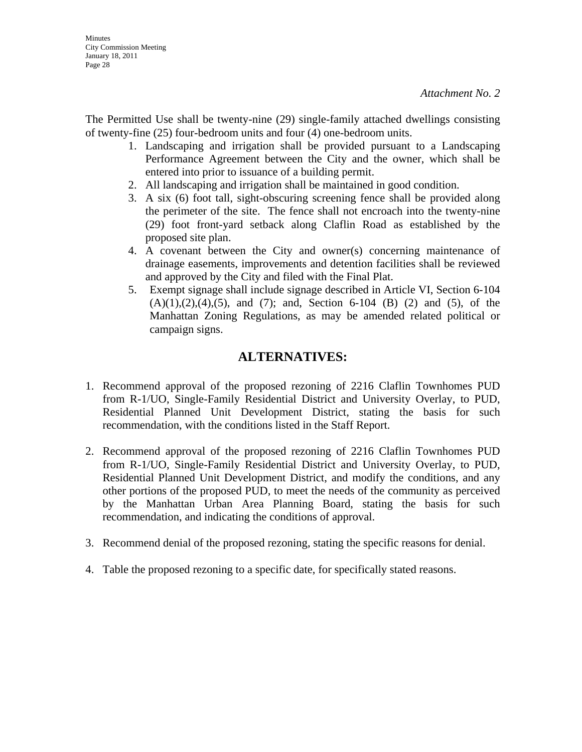*Attachment No. 2*

The Permitted Use shall be twenty-nine (29) single-family attached dwellings consisting of twenty-fine (25) four-bedroom units and four (4) one-bedroom units.

1. Landscaping and irrigation shall be provided pursuant to a Landscaping Performance Agreement between the City and the owner, which shall be entered into prior to issuance of a building permit.
2. All landscaping and irrigation shall be maintained in good condition.
3. A six (6) foot tall, sight-obscuring screening fence shall be provided along the perimeter of the site. The fence shall not encroach into the twenty-nine (29) foot front-yard setback along Claflin Road as established by the proposed site plan.
4. A covenant between the City and owner(s) concerning maintenance of drainage easements, improvements and detention facilities shall be reviewed and approved by the City and filed with the Final Plat.
5. Exempt signage shall include signage described in Article VI, Section 6-104 (A)(1),(2),(4),(5), and (7); and, Section 6-104 (B) (2) and (5), of the Manhattan Zoning Regulations, as may be amended related political or campaign signs.

## ALTERNATIVES:

1. Recommend approval of the proposed rezoning of 2216 Claflin Townhomes PUD from R-1/UO, Single-Family Residential District and University Overlay, to PUD, Residential Planned Unit Development District, stating the basis for such recommendation, with the conditions listed in the Staff Report.

2. Recommend approval of the proposed rezoning of 2216 Claflin Townhomes PUD from R-1/UO, Single-Family Residential District and University Overlay, to PUD, Residential Planned Unit Development District, and modify the conditions, and any other portions of the proposed PUD, to meet the needs of the community as perceived by the Manhattan Urban Area Planning Board, stating the basis for such recommendation, and indicating the conditions of approval.

3. Recommend denial of the proposed rezoning, stating the specific reasons for denial.

4. Table the proposed rezoning to a specific date, for specifically stated reasons.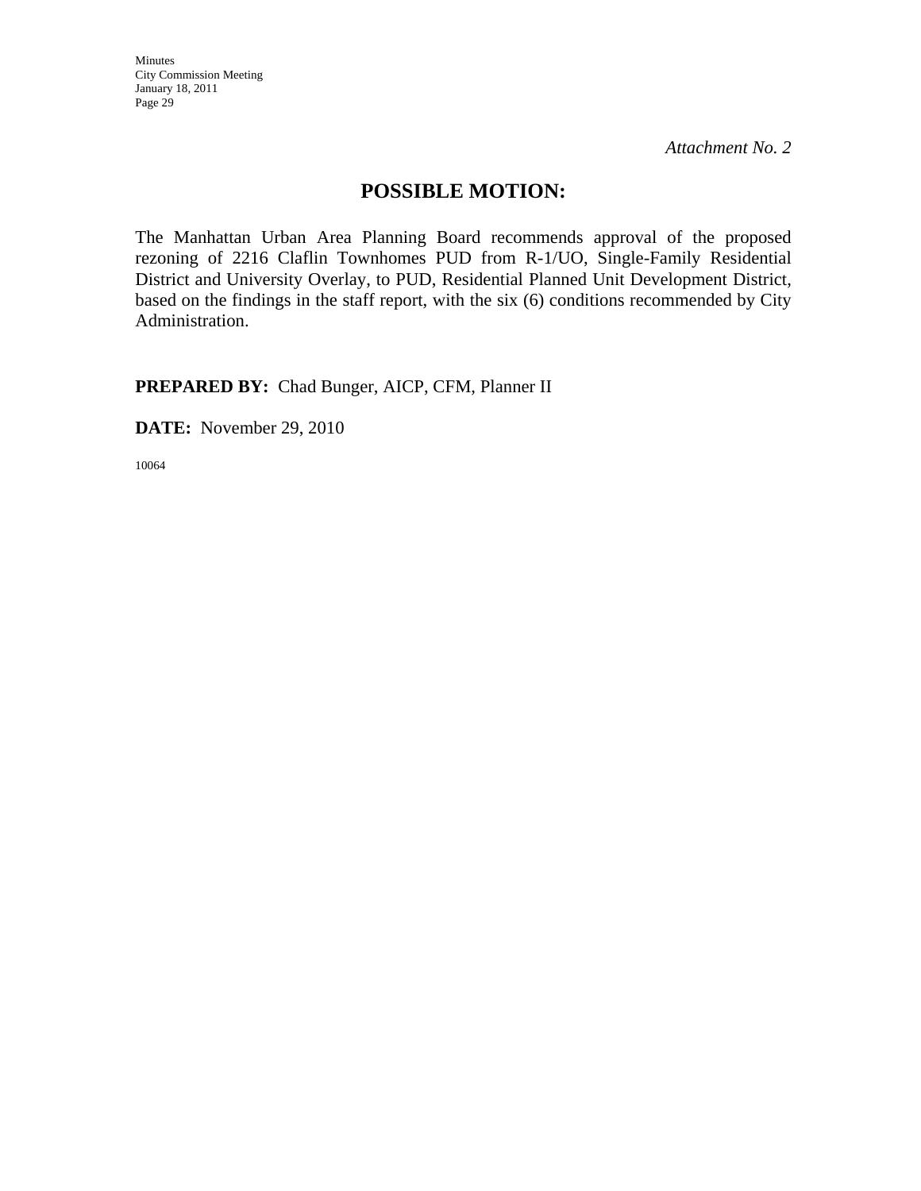*Attachment No. 2*

## POSSIBLE MOTION:

The Manhattan Urban Area Planning Board recommends approval of the proposed rezoning of 2216 Claflin Townhomes PUD from R-1/UO, Single-Family Residential District and University Overlay, to PUD, Residential Planned Unit Development District, based on the findings in the staff report, with the six (6) conditions recommended by City Administration.

**PREPARED BY:** Chad Bunger, AICP, CFM, Planner II

**DATE:** November 29, 2010

10064